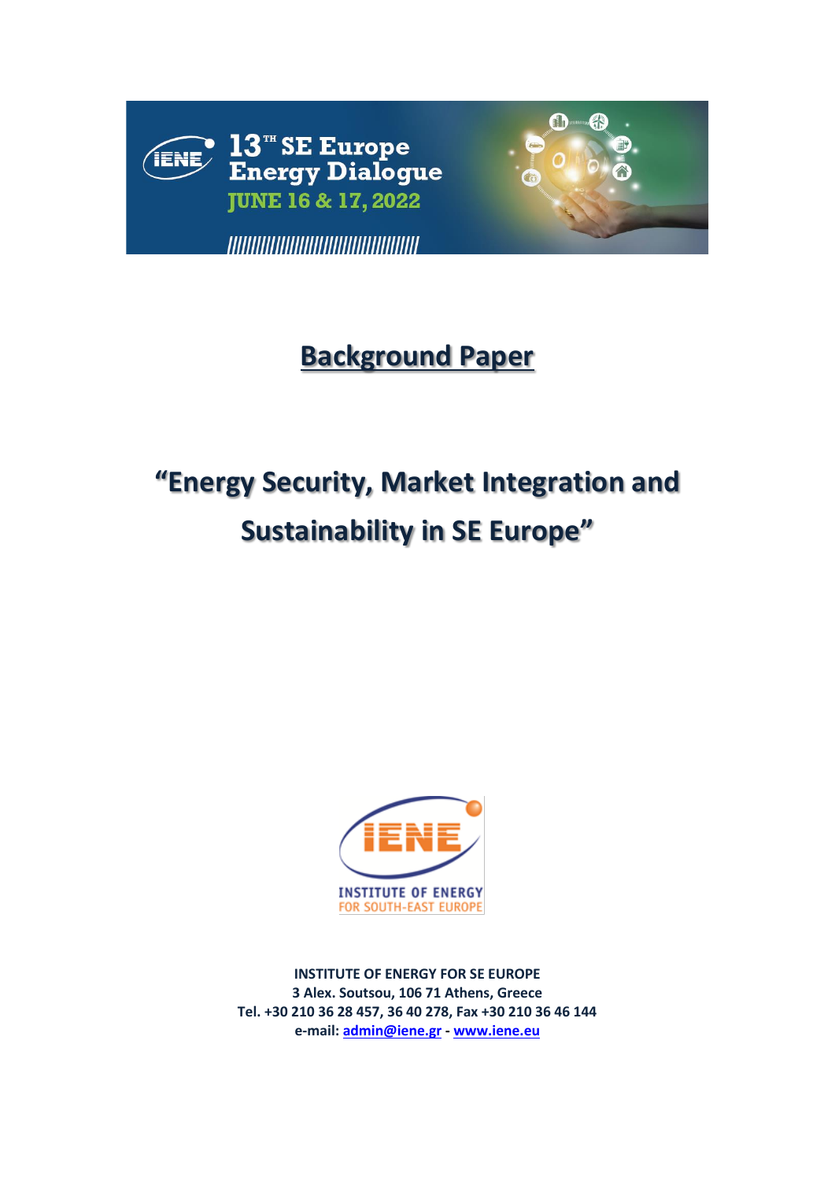13[TH] SE Europe Energy Dialogue

JUNE 16 & 17, 2022

# Background Paper

## "Energy Security, Market Integration and Sustainability in SE Europe"

INSTITUTE OF ENERGY FOR SOUTH-EAST EUROPE

**INSTITUTE OF ENERGY FOR SE EUROPE**
**3 Alex. Soutsou, 106 71 Athens, Greece**
**Tel. +30 210 36 28 457, 36 40 278, Fax +30 210 36 46 144**
**e-mail: admin@iene.gr - www.iene.eu**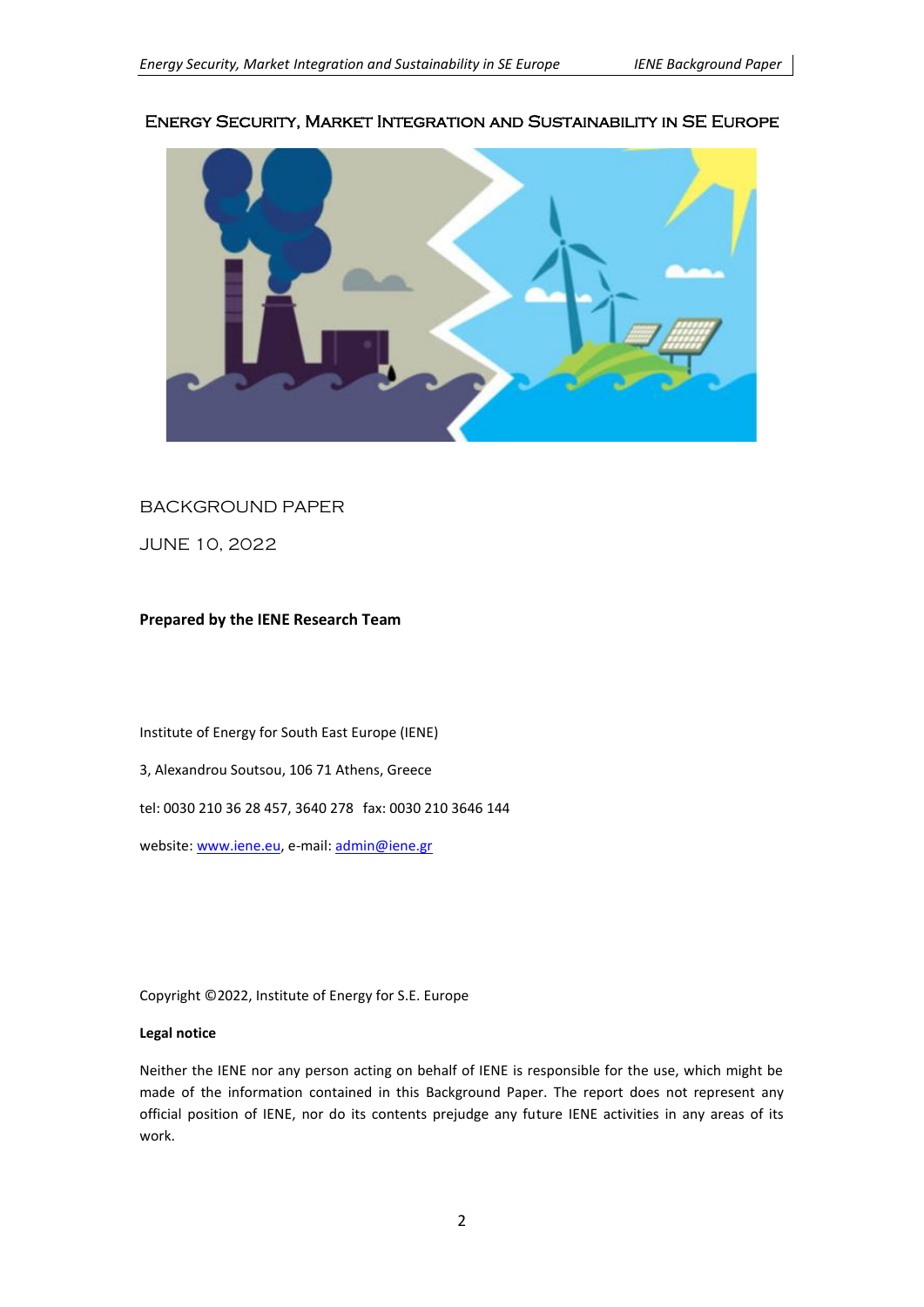# Energy Security, Market Integration and Sustainability in SE Europe

BACKGROUND PAPER

JUNE 10, 2022

**Prepared by the IENE Research Team**

Institute of Energy for South East Europe (IENE)

3, Alexandrou Soutsou, 106 71 Athens, Greece

tel: 0030 210 36 28 457, 3640 278 fax: 0030 210 3646 144

website: www.iene.eu, e-mail: admin@iene.gr

Copyright ©2022, Institute of Energy for S.E. Europe

**Legal notice**

Neither the IENE nor any person acting on behalf of IENE is responsible for the use, which might be made of the information contained in this Background Paper. The report does not represent any official position of IENE, nor do its contents prejudge any future IENE activities in any areas of its work.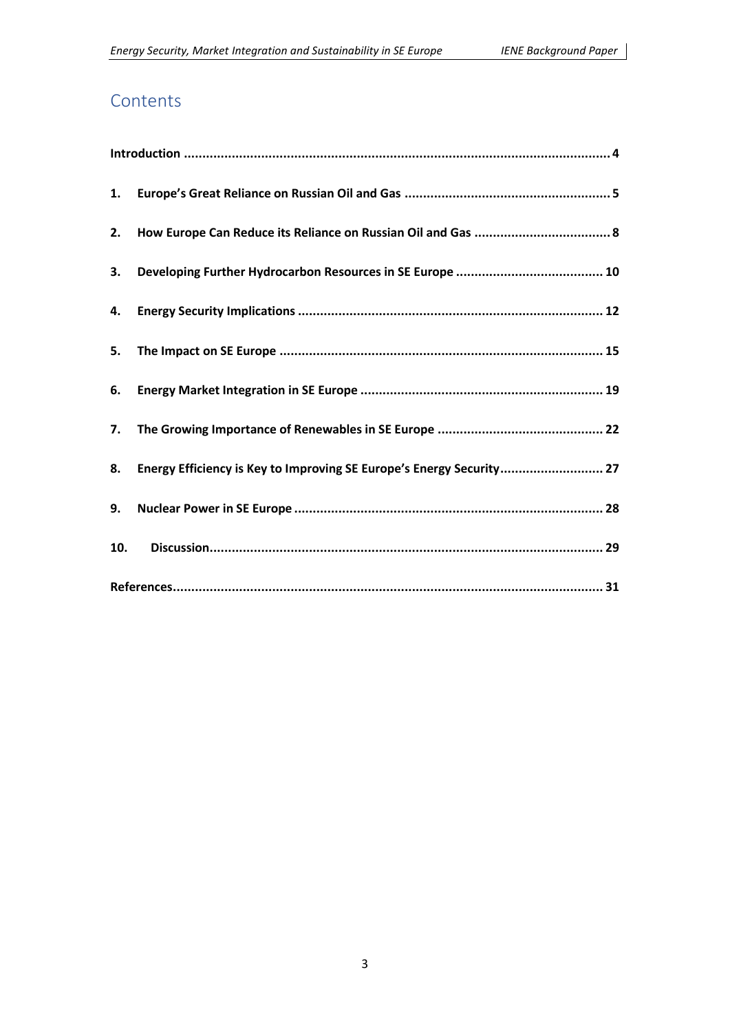# Contents

**Introduction** .................................................................................................................. **4**

**1. Europe's Great Reliance on Russian Oil and Gas** ....................................................... **5**

**2. How Europe Can Reduce its Reliance on Russian Oil and Gas** .................................... **8**

**3. Developing Further Hydrocarbon Resources in SE Europe** ........................................ **10**

**4. Energy Security Implications** .................................................................................. **12**

**5. The Impact on SE Europe** ....................................................................................... **15**

**6. Energy Market Integration in SE Europe** ................................................................. **19**

**7. The Growing Importance of Renewables in SE Europe** ............................................. **22**

**8. Energy Efficiency is Key to Improving SE Europe's Energy Security**............................ **27**

**9. Nuclear Power in SE Europe** ................................................................................... **28**

**10. Discussion**.......................................................................................................... **29**

**References**.................................................................................................................. **31**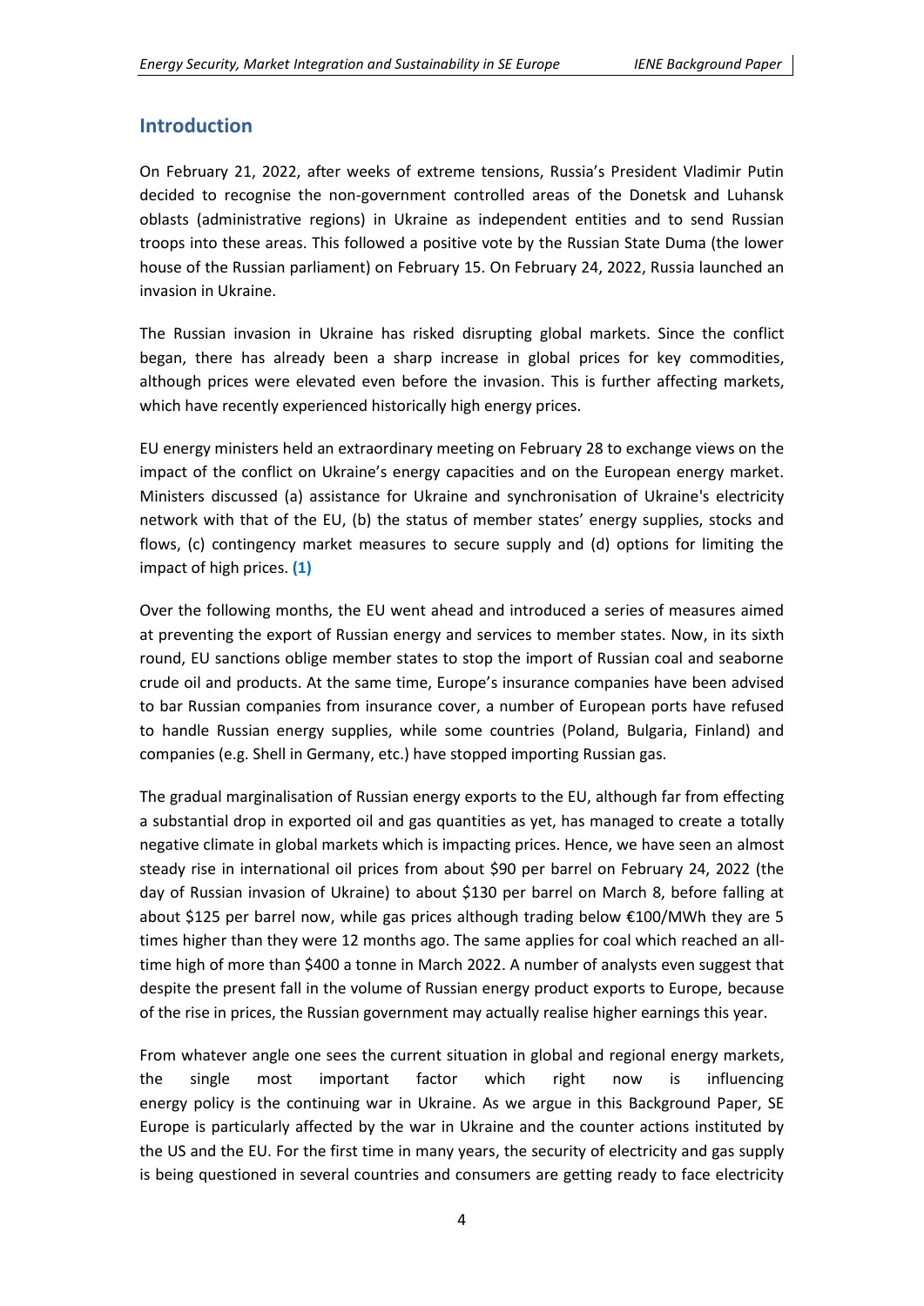## Introduction

On February 21, 2022, after weeks of extreme tensions, Russia's President Vladimir Putin decided to recognise the non-government controlled areas of the Donetsk and Luhansk oblasts (administrative regions) in Ukraine as independent entities and to send Russian troops into these areas. This followed a positive vote by the Russian State Duma (the lower house of the Russian parliament) on February 15. On February 24, 2022, Russia launched an invasion in Ukraine.

The Russian invasion in Ukraine has risked disrupting global markets. Since the conflict began, there has already been a sharp increase in global prices for key commodities, although prices were elevated even before the invasion. This is further affecting markets, which have recently experienced historically high energy prices.

EU energy ministers held an extraordinary meeting on February 28 to exchange views on the impact of the conflict on Ukraine's energy capacities and on the European energy market. Ministers discussed (a) assistance for Ukraine and synchronisation of Ukraine's electricity network with that of the EU, (b) the status of member states' energy supplies, stocks and flows, (c) contingency market measures to secure supply and (d) options for limiting the impact of high prices. **(1)**

Over the following months, the EU went ahead and introduced a series of measures aimed at preventing the export of Russian energy and services to member states. Now, in its sixth round, EU sanctions oblige member states to stop the import of Russian coal and seaborne crude oil and products. At the same time, Europe's insurance companies have been advised to bar Russian companies from insurance cover, a number of European ports have refused to handle Russian energy supplies, while some countries (Poland, Bulgaria, Finland) and companies (e.g. Shell in Germany, etc.) have stopped importing Russian gas.

The gradual marginalisation of Russian energy exports to the EU, although far from effecting a substantial drop in exported oil and gas quantities as yet, has managed to create a totally negative climate in global markets which is impacting prices. Hence, we have seen an almost steady rise in international oil prices from about $90 per barrel on February 24, 2022 (the day of Russian invasion of Ukraine) to about $130 per barrel on March 8, before falling at about $125 per barrel now, while gas prices although trading below €100/MWh they are 5 times higher than they were 12 months ago. The same applies for coal which reached an all-time high of more than $400 a tonne in March 2022. A number of analysts even suggest that despite the present fall in the volume of Russian energy product exports to Europe, because of the rise in prices, the Russian government may actually realise higher earnings this year.

From whatever angle one sees the current situation in global and regional energy markets, the single most important factor which right now is influencing energy policy is the continuing war in Ukraine. As we argue in this Background Paper, SE Europe is particularly affected by the war in Ukraine and the counter actions instituted by the US and the EU. For the first time in many years, the security of electricity and gas supply is being questioned in several countries and consumers are getting ready to face electricity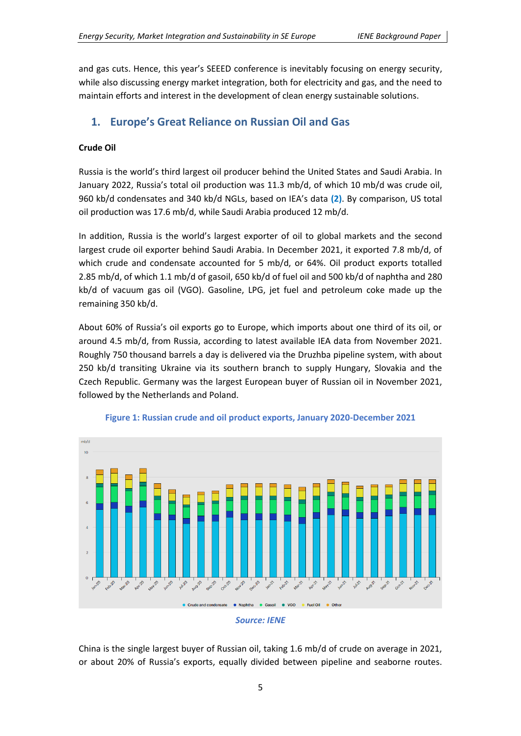and gas cuts. Hence, this year's SEEED conference is inevitably focusing on energy security, while also discussing energy market integration, both for electricity and gas, and the need to maintain efforts and interest in the development of clean energy sustainable solutions.

## 1. Europe's Great Reliance on Russian Oil and Gas

**Crude Oil**

Russia is the world's third largest oil producer behind the United States and Saudi Arabia. In January 2022, Russia's total oil production was 11.3 mb/d, of which 10 mb/d was crude oil, 960 kb/d condensates and 340 kb/d NGLs, based on IEA's data **(2)**. By comparison, US total oil production was 17.6 mb/d, while Saudi Arabia produced 12 mb/d.

In addition, Russia is the world's largest exporter of oil to global markets and the second largest crude oil exporter behind Saudi Arabia. In December 2021, it exported 7.8 mb/d, of which crude and condensate accounted for 5 mb/d, or 64%. Oil product exports totalled 2.85 mb/d, of which 1.1 mb/d of gasoil, 650 kb/d of fuel oil and 500 kb/d of naphtha and 280 kb/d of vacuum gas oil (VGO). Gasoline, LPG, jet fuel and petroleum coke made up the remaining 350 kb/d.

About 60% of Russia's oil exports go to Europe, which imports about one third of its oil, or around 4.5 mb/d, from Russia, according to latest available IEA data from November 2021. Roughly 750 thousand barrels a day is delivered via the Druzhba pipeline system, with about 250 kb/d transiting Ukraine via its southern branch to supply Hungary, Slovakia and the Czech Republic. Germany was the largest European buyer of Russian oil in November 2021, followed by the Netherlands and Poland.

**Figure 1: Russian crude and oil product exports, January 2020-December 2021**

*Source: IENE*

China is the single largest buyer of Russian oil, taking 1.6 mb/d of crude on average in 2021, or about 20% of Russia's exports, equally divided between pipeline and seaborne routes.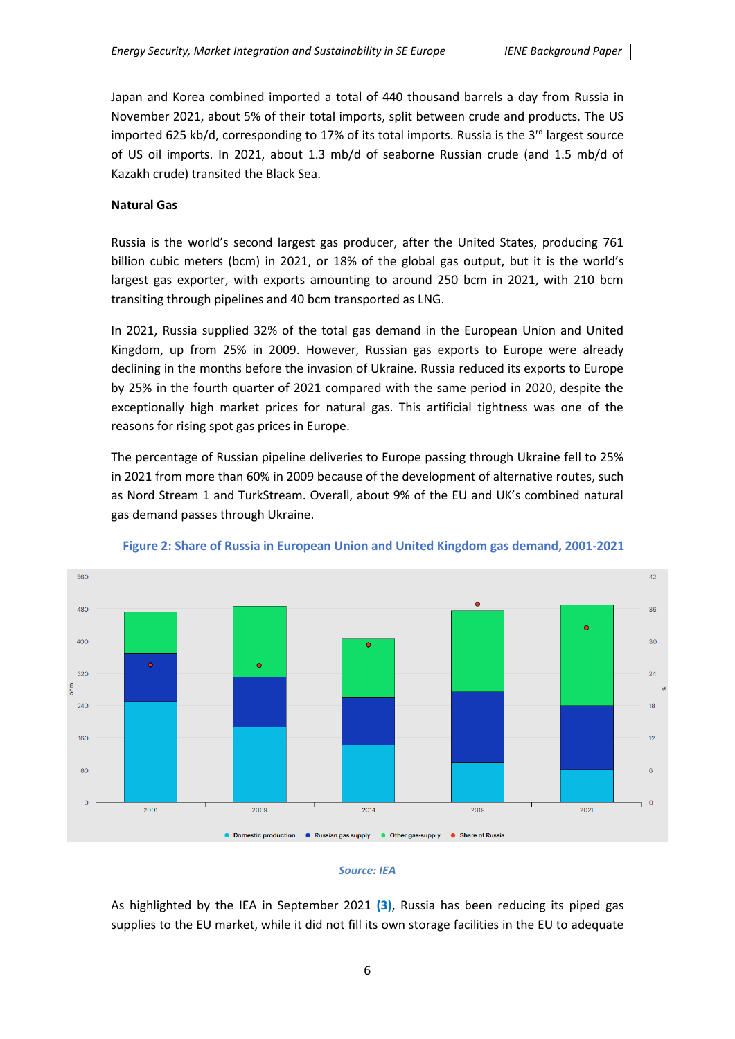Japan and Korea combined imported a total of 440 thousand barrels a day from Russia in November 2021, about 5% of their total imports, split between crude and products. The US imported 625 kb/d, corresponding to 17% of its total imports. Russia is the 3rd largest source of US oil imports. In 2021, about 1.3 mb/d of seaborne Russian crude (and 1.5 mb/d of Kazakh crude) transited the Black Sea.

**Natural Gas**

Russia is the world's second largest gas producer, after the United States, producing 761 billion cubic meters (bcm) in 2021, or 18% of the global gas output, but it is the world's largest gas exporter, with exports amounting to around 250 bcm in 2021, with 210 bcm transiting through pipelines and 40 bcm transported as LNG.

In 2021, Russia supplied 32% of the total gas demand in the European Union and United Kingdom, up from 25% in 2009. However, Russian gas exports to Europe were already declining in the months before the invasion of Ukraine. Russia reduced its exports to Europe by 25% in the fourth quarter of 2021 compared with the same period in 2020, despite the exceptionally high market prices for natural gas. This artificial tightness was one of the reasons for rising spot gas prices in Europe.

The percentage of Russian pipeline deliveries to Europe passing through Ukraine fell to 25% in 2021 from more than 60% in 2009 because of the development of alternative routes, such as Nord Stream 1 and TurkStream. Overall, about 9% of the EU and UK's combined natural gas demand passes through Ukraine.

**Figure 2: Share of Russia in European Union and United Kingdom gas demand, 2001-2021**

*Source: IEA*

As highlighted by the IEA in September 2021 **(3)**, Russia has been reducing its piped gas supplies to the EU market, while it did not fill its own storage facilities in the EU to adequate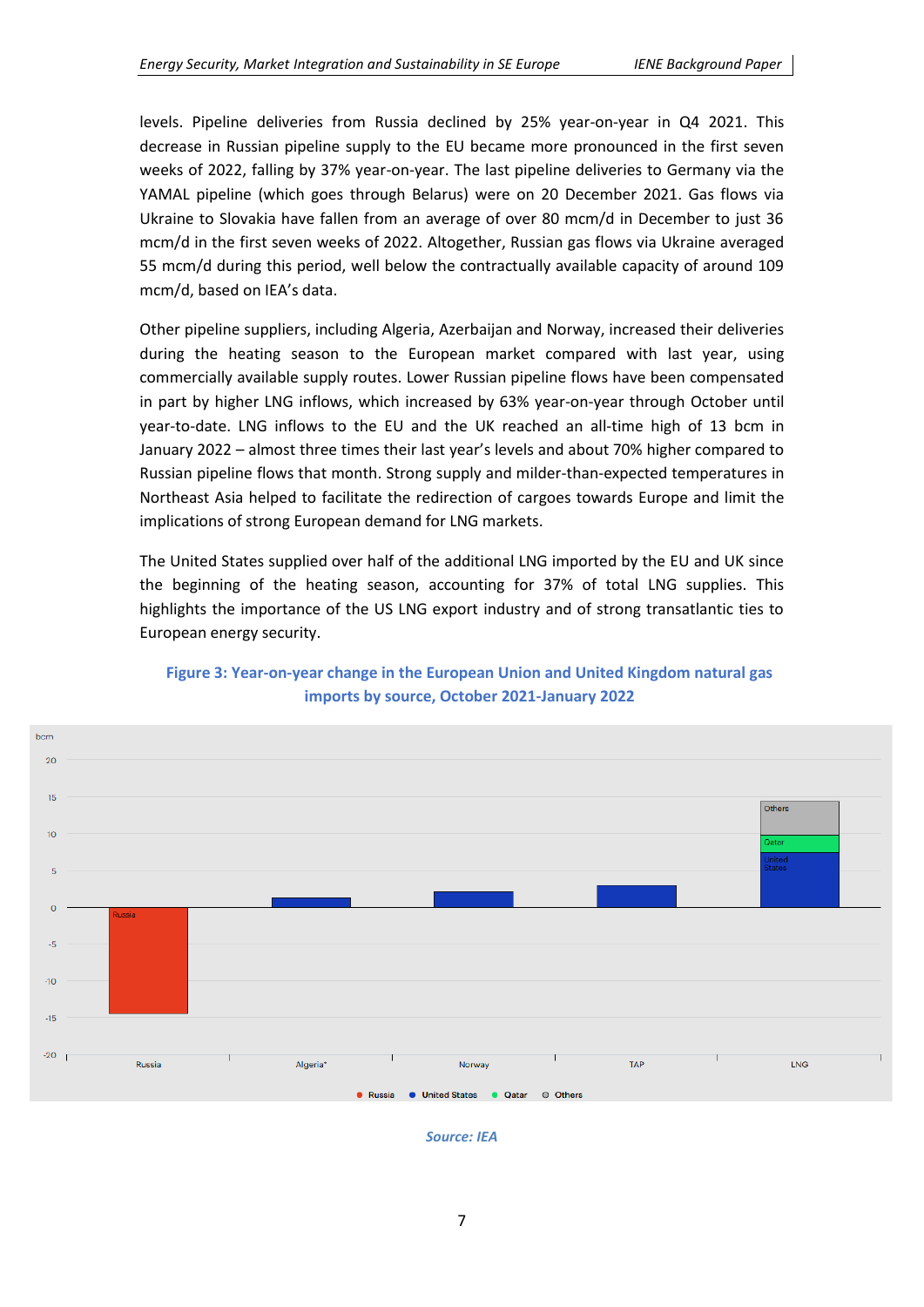levels. Pipeline deliveries from Russia declined by 25% year-on-year in Q4 2021. This decrease in Russian pipeline supply to the EU became more pronounced in the first seven weeks of 2022, falling by 37% year-on-year. The last pipeline deliveries to Germany via the YAMAL pipeline (which goes through Belarus) were on 20 December 2021. Gas flows via Ukraine to Slovakia have fallen from an average of over 80 mcm/d in December to just 36 mcm/d in the first seven weeks of 2022. Altogether, Russian gas flows via Ukraine averaged 55 mcm/d during this period, well below the contractually available capacity of around 109 mcm/d, based on IEA's data.

Other pipeline suppliers, including Algeria, Azerbaijan and Norway, increased their deliveries during the heating season to the European market compared with last year, using commercially available supply routes. Lower Russian pipeline flows have been compensated in part by higher LNG inflows, which increased by 63% year-on-year through October until year-to-date. LNG inflows to the EU and the UK reached an all-time high of 13 bcm in January 2022 – almost three times their last year's levels and about 70% higher compared to Russian pipeline flows that month. Strong supply and milder-than-expected temperatures in Northeast Asia helped to facilitate the redirection of cargoes towards Europe and limit the implications of strong European demand for LNG markets.

The United States supplied over half of the additional LNG imported by the EU and UK since the beginning of the heating season, accounting for 37% of total LNG supplies. This highlights the importance of the US LNG export industry and of strong transatlantic ties to European energy security.

**Figure 3: Year-on-year change in the European Union and United Kingdom natural gas imports by source, October 2021-January 2022**

*Source: IEA*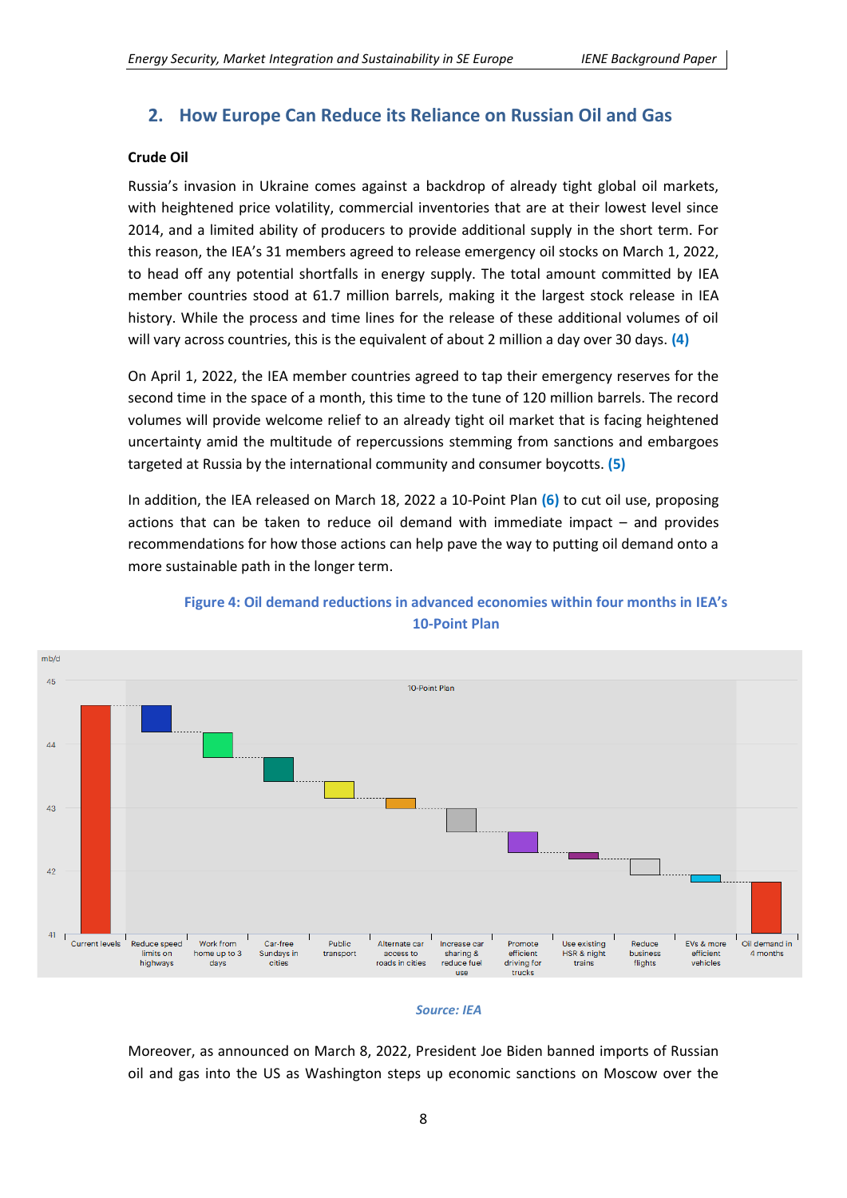## 2. How Europe Can Reduce its Reliance on Russian Oil and Gas

**Crude Oil**

Russia's invasion in Ukraine comes against a backdrop of already tight global oil markets, with heightened price volatility, commercial inventories that are at their lowest level since 2014, and a limited ability of producers to provide additional supply in the short term. For this reason, the IEA's 31 members agreed to release emergency oil stocks on March 1, 2022, to head off any potential shortfalls in energy supply. The total amount committed by IEA member countries stood at 61.7 million barrels, making it the largest stock release in IEA history. While the process and time lines for the release of these additional volumes of oil will vary across countries, this is the equivalent of about 2 million a day over 30 days. **(4)**

On April 1, 2022, the IEA member countries agreed to tap their emergency reserves for the second time in the space of a month, this time to the tune of 120 million barrels. The record volumes will provide welcome relief to an already tight oil market that is facing heightened uncertainty amid the multitude of repercussions stemming from sanctions and embargoes targeted at Russia by the international community and consumer boycotts. **(5)**

In addition, the IEA released on March 18, 2022 a 10-Point Plan **(6)** to cut oil use, proposing actions that can be taken to reduce oil demand with immediate impact – and provides recommendations for how those actions can help pave the way to putting oil demand onto a more sustainable path in the longer term.

**Figure 4: Oil demand reductions in advanced economies within four months in IEA's 10-Point Plan**

*Source: IEA*

Moreover, as announced on March 8, 2022, President Joe Biden banned imports of Russian oil and gas into the US as Washington steps up economic sanctions on Moscow over the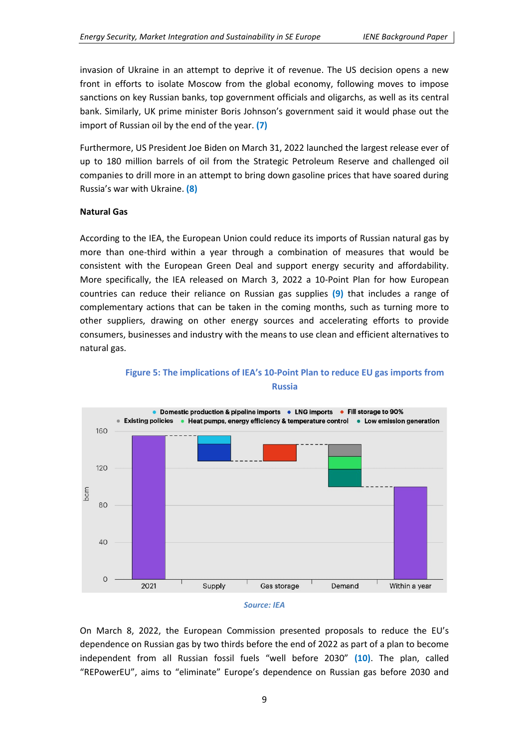invasion of Ukraine in an attempt to deprive it of revenue. The US decision opens a new front in efforts to isolate Moscow from the global economy, following moves to impose sanctions on key Russian banks, top government officials and oligarchs, as well as its central bank. Similarly, UK prime minister Boris Johnson's government said it would phase out the import of Russian oil by the end of the year. **(7)**

Furthermore, US President Joe Biden on March 31, 2022 launched the largest release ever of up to 180 million barrels of oil from the Strategic Petroleum Reserve and challenged oil companies to drill more in an attempt to bring down gasoline prices that have soared during Russia's war with Ukraine. **(8)**

**Natural Gas**

According to the IEA, the European Union could reduce its imports of Russian natural gas by more than one-third within a year through a combination of measures that would be consistent with the European Green Deal and support energy security and affordability. More specifically, the IEA released on March 3, 2022 a 10-Point Plan for how European countries can reduce their reliance on Russian gas supplies **(9)** that includes a range of complementary actions that can be taken in the coming months, such as turning more to other suppliers, drawing on other energy sources and accelerating efforts to provide consumers, businesses and industry with the means to use clean and efficient alternatives to natural gas.

**Figure 5: The implications of IEA's 10-Point Plan to reduce EU gas imports from Russia**

*Source: IEA*

On March 8, 2022, the European Commission presented proposals to reduce the EU's dependence on Russian gas by two thirds before the end of 2022 as part of a plan to become independent from all Russian fossil fuels "well before 2030" **(10)**. The plan, called "REPowerEU", aims to "eliminate" Europe's dependence on Russian gas before 2030 and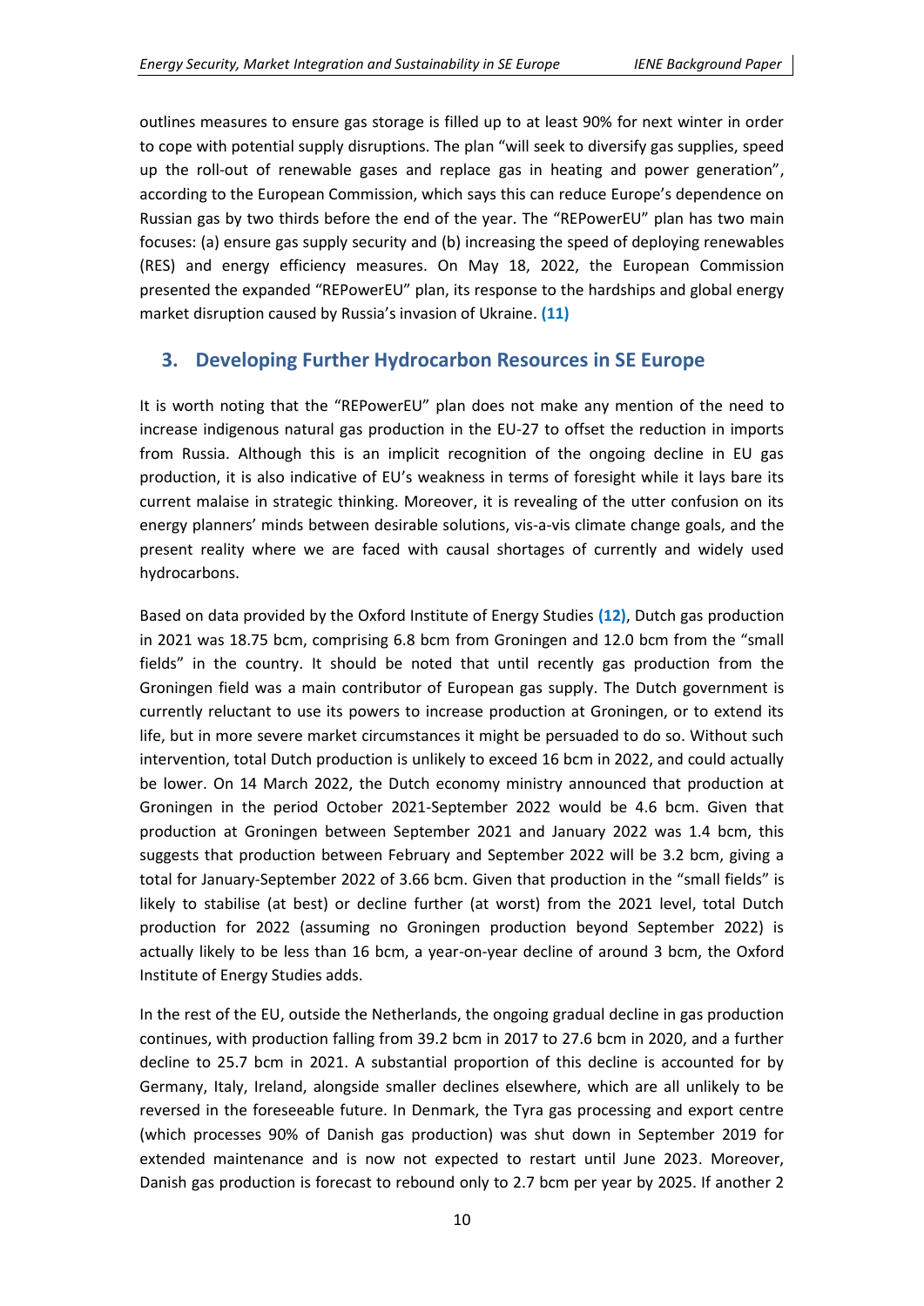outlines measures to ensure gas storage is filled up to at least 90% for next winter in order to cope with potential supply disruptions. The plan "will seek to diversify gas supplies, speed up the roll-out of renewable gases and replace gas in heating and power generation", according to the European Commission, which says this can reduce Europe's dependence on Russian gas by two thirds before the end of the year. The "REPowerEU" plan has two main focuses: (a) ensure gas supply security and (b) increasing the speed of deploying renewables (RES) and energy efficiency measures. On May 18, 2022, the European Commission presented the expanded "REPowerEU" plan, its response to the hardships and global energy market disruption caused by Russia's invasion of Ukraine. **(11)**

## 3. Developing Further Hydrocarbon Resources in SE Europe

It is worth noting that the "REPowerEU" plan does not make any mention of the need to increase indigenous natural gas production in the EU-27 to offset the reduction in imports from Russia. Although this is an implicit recognition of the ongoing decline in EU gas production, it is also indicative of EU's weakness in terms of foresight while it lays bare its current malaise in strategic thinking. Moreover, it is revealing of the utter confusion on its energy planners' minds between desirable solutions, vis-a-vis climate change goals, and the present reality where we are faced with causal shortages of currently and widely used hydrocarbons.

Based on data provided by the Oxford Institute of Energy Studies **(12)**, Dutch gas production in 2021 was 18.75 bcm, comprising 6.8 bcm from Groningen and 12.0 bcm from the "small fields" in the country. It should be noted that until recently gas production from the Groningen field was a main contributor of European gas supply. The Dutch government is currently reluctant to use its powers to increase production at Groningen, or to extend its life, but in more severe market circumstances it might be persuaded to do so. Without such intervention, total Dutch production is unlikely to exceed 16 bcm in 2022, and could actually be lower. On 14 March 2022, the Dutch economy ministry announced that production at Groningen in the period October 2021-September 2022 would be 4.6 bcm. Given that production at Groningen between September 2021 and January 2022 was 1.4 bcm, this suggests that production between February and September 2022 will be 3.2 bcm, giving a total for January-September 2022 of 3.66 bcm. Given that production in the "small fields" is likely to stabilise (at best) or decline further (at worst) from the 2021 level, total Dutch production for 2022 (assuming no Groningen production beyond September 2022) is actually likely to be less than 16 bcm, a year-on-year decline of around 3 bcm, the Oxford Institute of Energy Studies adds.

In the rest of the EU, outside the Netherlands, the ongoing gradual decline in gas production continues, with production falling from 39.2 bcm in 2017 to 27.6 bcm in 2020, and a further decline to 25.7 bcm in 2021. A substantial proportion of this decline is accounted for by Germany, Italy, Ireland, alongside smaller declines elsewhere, which are all unlikely to be reversed in the foreseeable future. In Denmark, the Tyra gas processing and export centre (which processes 90% of Danish gas production) was shut down in September 2019 for extended maintenance and is now not expected to restart until June 2023. Moreover, Danish gas production is forecast to rebound only to 2.7 bcm per year by 2025. If another 2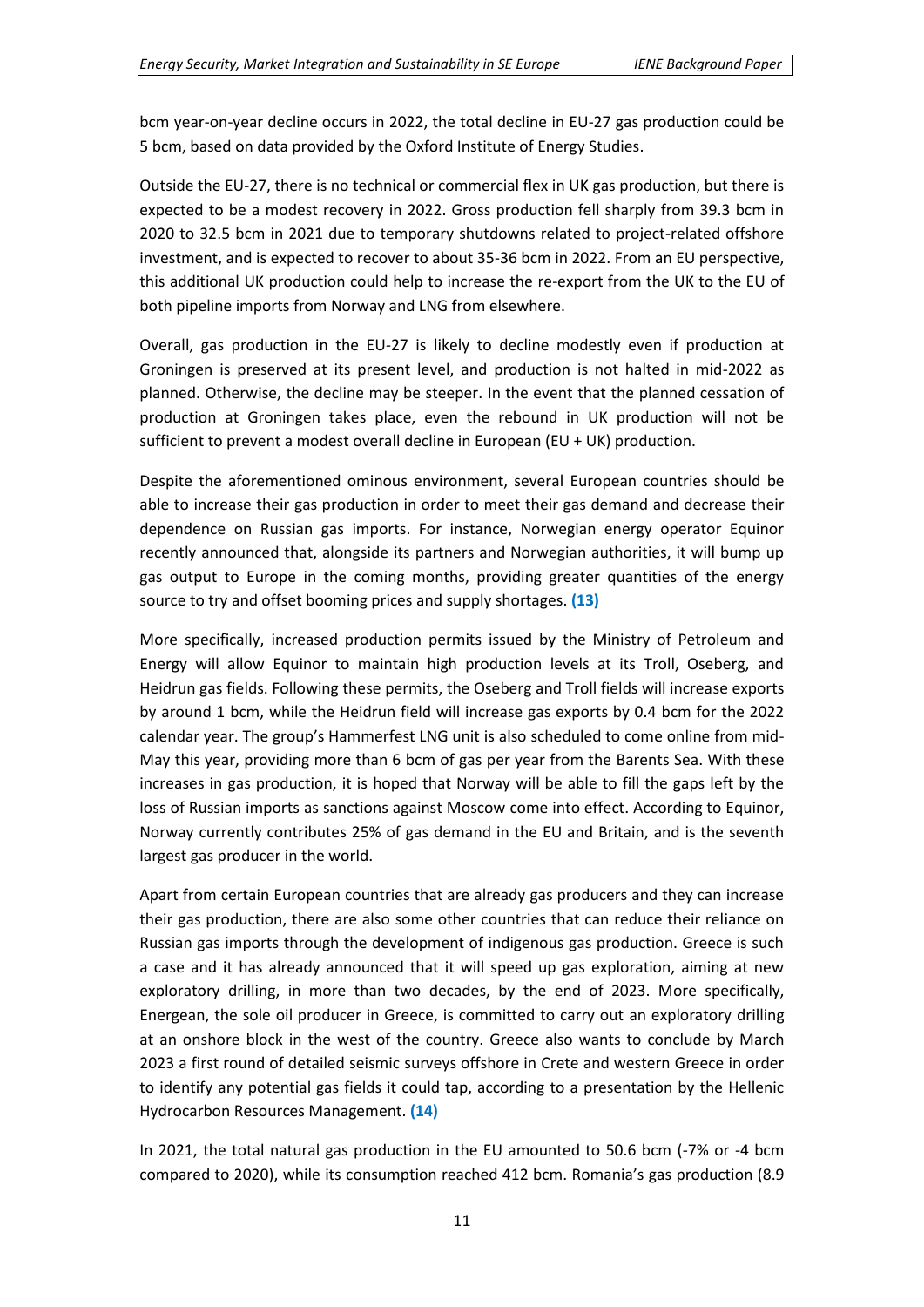bcm year-on-year decline occurs in 2022, the total decline in EU-27 gas production could be 5 bcm, based on data provided by the Oxford Institute of Energy Studies.

Outside the EU-27, there is no technical or commercial flex in UK gas production, but there is expected to be a modest recovery in 2022. Gross production fell sharply from 39.3 bcm in 2020 to 32.5 bcm in 2021 due to temporary shutdowns related to project-related offshore investment, and is expected to recover to about 35-36 bcm in 2022. From an EU perspective, this additional UK production could help to increase the re-export from the UK to the EU of both pipeline imports from Norway and LNG from elsewhere.

Overall, gas production in the EU-27 is likely to decline modestly even if production at Groningen is preserved at its present level, and production is not halted in mid-2022 as planned. Otherwise, the decline may be steeper. In the event that the planned cessation of production at Groningen takes place, even the rebound in UK production will not be sufficient to prevent a modest overall decline in European (EU + UK) production.

Despite the aforementioned ominous environment, several European countries should be able to increase their gas production in order to meet their gas demand and decrease their dependence on Russian gas imports. For instance, Norwegian energy operator Equinor recently announced that, alongside its partners and Norwegian authorities, it will bump up gas output to Europe in the coming months, providing greater quantities of the energy source to try and offset booming prices and supply shortages. **(13)**

More specifically, increased production permits issued by the Ministry of Petroleum and Energy will allow Equinor to maintain high production levels at its Troll, Oseberg, and Heidrun gas fields. Following these permits, the Oseberg and Troll fields will increase exports by around 1 bcm, while the Heidrun field will increase gas exports by 0.4 bcm for the 2022 calendar year. The group's Hammerfest LNG unit is also scheduled to come online from mid-May this year, providing more than 6 bcm of gas per year from the Barents Sea. With these increases in gas production, it is hoped that Norway will be able to fill the gaps left by the loss of Russian imports as sanctions against Moscow come into effect. According to Equinor, Norway currently contributes 25% of gas demand in the EU and Britain, and is the seventh largest gas producer in the world.

Apart from certain European countries that are already gas producers and they can increase their gas production, there are also some other countries that can reduce their reliance on Russian gas imports through the development of indigenous gas production. Greece is such a case and it has already announced that it will speed up gas exploration, aiming at new exploratory drilling, in more than two decades, by the end of 2023. More specifically, Energean, the sole oil producer in Greece, is committed to carry out an exploratory drilling at an onshore block in the west of the country. Greece also wants to conclude by March 2023 a first round of detailed seismic surveys offshore in Crete and western Greece in order to identify any potential gas fields it could tap, according to a presentation by the Hellenic Hydrocarbon Resources Management. **(14)**

In 2021, the total natural gas production in the EU amounted to 50.6 bcm (-7% or -4 bcm compared to 2020), while its consumption reached 412 bcm. Romania's gas production (8.9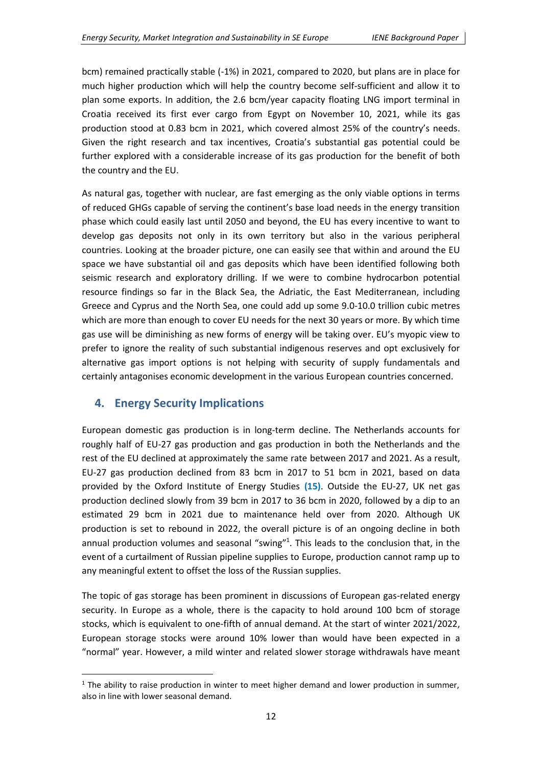bcm) remained practically stable (-1%) in 2021, compared to 2020, but plans are in place for much higher production which will help the country become self-sufficient and allow it to plan some exports. In addition, the 2.6 bcm/year capacity floating LNG import terminal in Croatia received its first ever cargo from Egypt on November 10, 2021, while its gas production stood at 0.83 bcm in 2021, which covered almost 25% of the country's needs. Given the right research and tax incentives, Croatia's substantial gas potential could be further explored with a considerable increase of its gas production for the benefit of both the country and the EU.

As natural gas, together with nuclear, are fast emerging as the only viable options in terms of reduced GHGs capable of serving the continent's base load needs in the energy transition phase which could easily last until 2050 and beyond, the EU has every incentive to want to develop gas deposits not only in its own territory but also in the various peripheral countries. Looking at the broader picture, one can easily see that within and around the EU space we have substantial oil and gas deposits which have been identified following both seismic research and exploratory drilling. If we were to combine hydrocarbon potential resource findings so far in the Black Sea, the Adriatic, the East Mediterranean, including Greece and Cyprus and the North Sea, one could add up some 9.0-10.0 trillion cubic metres which are more than enough to cover EU needs for the next 30 years or more. By which time gas use will be diminishing as new forms of energy will be taking over. EU's myopic view to prefer to ignore the reality of such substantial indigenous reserves and opt exclusively for alternative gas import options is not helping with security of supply fundamentals and certainly antagonises economic development in the various European countries concerned.

## 4. Energy Security Implications

European domestic gas production is in long-term decline. The Netherlands accounts for roughly half of EU-27 gas production and gas production in both the Netherlands and the rest of the EU declined at approximately the same rate between 2017 and 2021. As a result, EU-27 gas production declined from 83 bcm in 2017 to 51 bcm in 2021, based on data provided by the Oxford Institute of Energy Studies **(15)**. Outside the EU-27, UK net gas production declined slowly from 39 bcm in 2017 to 36 bcm in 2020, followed by a dip to an estimated 29 bcm in 2021 due to maintenance held over from 2020. Although UK production is set to rebound in 2022, the overall picture is of an ongoing decline in both annual production volumes and seasonal "swing"[1]. This leads to the conclusion that, in the event of a curtailment of Russian pipeline supplies to Europe, production cannot ramp up to any meaningful extent to offset the loss of the Russian supplies.

The topic of gas storage has been prominent in discussions of European gas-related energy security. In Europe as a whole, there is the capacity to hold around 100 bcm of storage stocks, which is equivalent to one-fifth of annual demand. At the start of winter 2021/2022, European storage stocks were around 10% lower than would have been expected in a "normal" year. However, a mild winter and related slower storage withdrawals have meant

[1] The ability to raise production in winter to meet higher demand and lower production in summer, also in line with lower seasonal demand.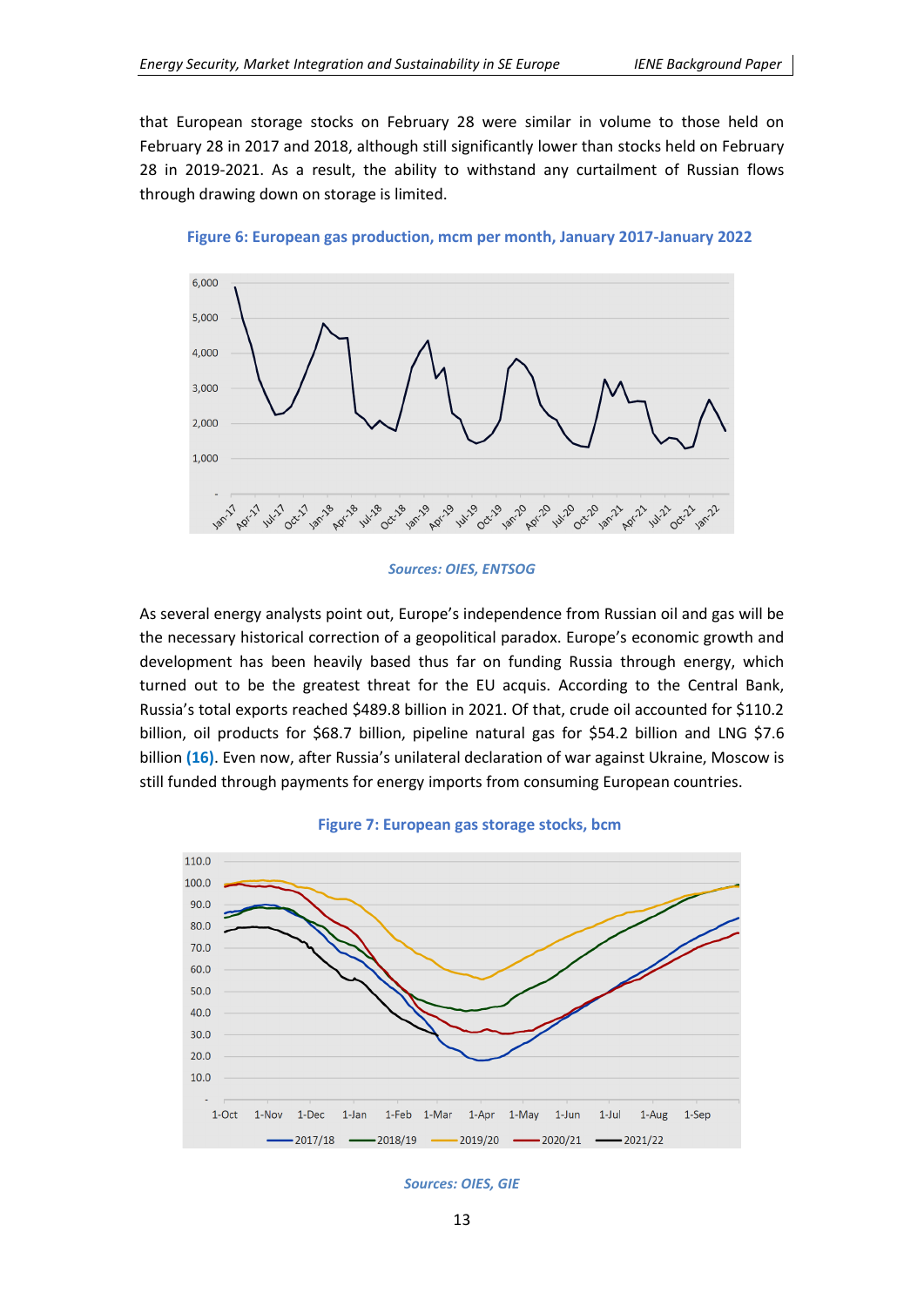that European storage stocks on February 28 were similar in volume to those held on February 28 in 2017 and 2018, although still significantly lower than stocks held on February 28 in 2019-2021. As a result, the ability to withstand any curtailment of Russian flows through drawing down on storage is limited.

**Figure 6: European gas production, mcm per month, January 2017-January 2022**

*Sources: OIES, ENTSOG*

As several energy analysts point out, Europe's independence from Russian oil and gas will be the necessary historical correction of a geopolitical paradox. Europe's economic growth and development has been heavily based thus far on funding Russia through energy, which turned out to be the greatest threat for the EU acquis. According to the Central Bank, Russia's total exports reached \$489.8 billion in 2021. Of that, crude oil accounted for \$110.2 billion, oil products for \$68.7 billion, pipeline natural gas for \$54.2 billion and LNG \$7.6 billion **(16)**. Even now, after Russia's unilateral declaration of war against Ukraine, Moscow is still funded through payments for energy imports from consuming European countries.

**Figure 7: European gas storage stocks, bcm**

*Sources: OIES, GIE*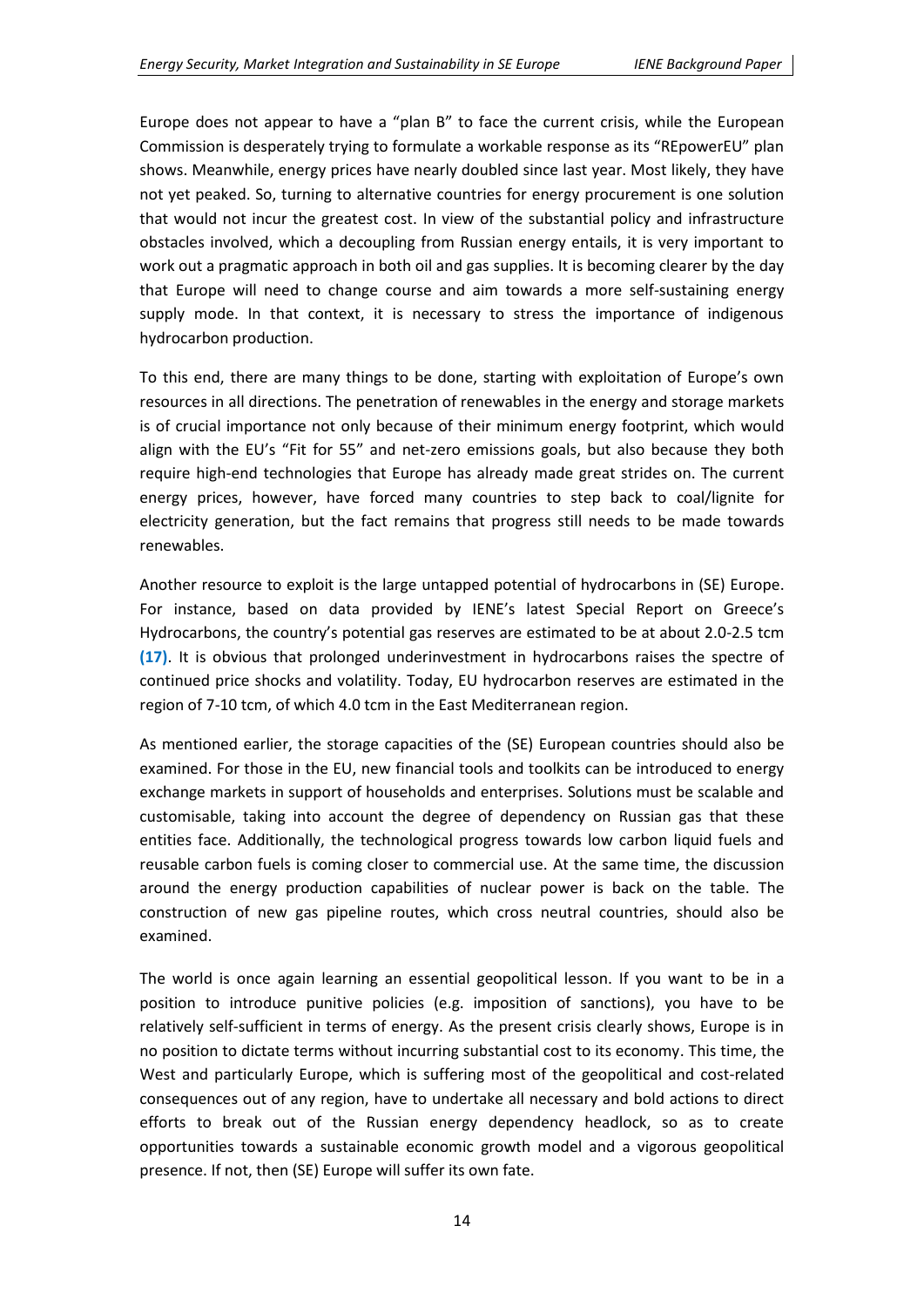Europe does not appear to have a "plan B" to face the current crisis, while the European Commission is desperately trying to formulate a workable response as its "REpowerEU" plan shows. Meanwhile, energy prices have nearly doubled since last year. Most likely, they have not yet peaked. So, turning to alternative countries for energy procurement is one solution that would not incur the greatest cost. In view of the substantial policy and infrastructure obstacles involved, which a decoupling from Russian energy entails, it is very important to work out a pragmatic approach in both oil and gas supplies. It is becoming clearer by the day that Europe will need to change course and aim towards a more self-sustaining energy supply mode. In that context, it is necessary to stress the importance of indigenous hydrocarbon production.

To this end, there are many things to be done, starting with exploitation of Europe's own resources in all directions. The penetration of renewables in the energy and storage markets is of crucial importance not only because of their minimum energy footprint, which would align with the EU's "Fit for 55" and net-zero emissions goals, but also because they both require high-end technologies that Europe has already made great strides on. The current energy prices, however, have forced many countries to step back to coal/lignite for electricity generation, but the fact remains that progress still needs to be made towards renewables.

Another resource to exploit is the large untapped potential of hydrocarbons in (SE) Europe. For instance, based on data provided by IENE's latest Special Report on Greece's Hydrocarbons, the country's potential gas reserves are estimated to be at about 2.0-2.5 tcm **(17)**. It is obvious that prolonged underinvestment in hydrocarbons raises the spectre of continued price shocks and volatility. Today, EU hydrocarbon reserves are estimated in the region of 7-10 tcm, of which 4.0 tcm in the East Mediterranean region.

As mentioned earlier, the storage capacities of the (SE) European countries should also be examined. For those in the EU, new financial tools and toolkits can be introduced to energy exchange markets in support of households and enterprises. Solutions must be scalable and customisable, taking into account the degree of dependency on Russian gas that these entities face. Additionally, the technological progress towards low carbon liquid fuels and reusable carbon fuels is coming closer to commercial use. At the same time, the discussion around the energy production capabilities of nuclear power is back on the table. The construction of new gas pipeline routes, which cross neutral countries, should also be examined.

The world is once again learning an essential geopolitical lesson. If you want to be in a position to introduce punitive policies (e.g. imposition of sanctions), you have to be relatively self-sufficient in terms of energy. As the present crisis clearly shows, Europe is in no position to dictate terms without incurring substantial cost to its economy. This time, the West and particularly Europe, which is suffering most of the geopolitical and cost-related consequences out of any region, have to undertake all necessary and bold actions to direct efforts to break out of the Russian energy dependency headlock, so as to create opportunities towards a sustainable economic growth model and a vigorous geopolitical presence. If not, then (SE) Europe will suffer its own fate.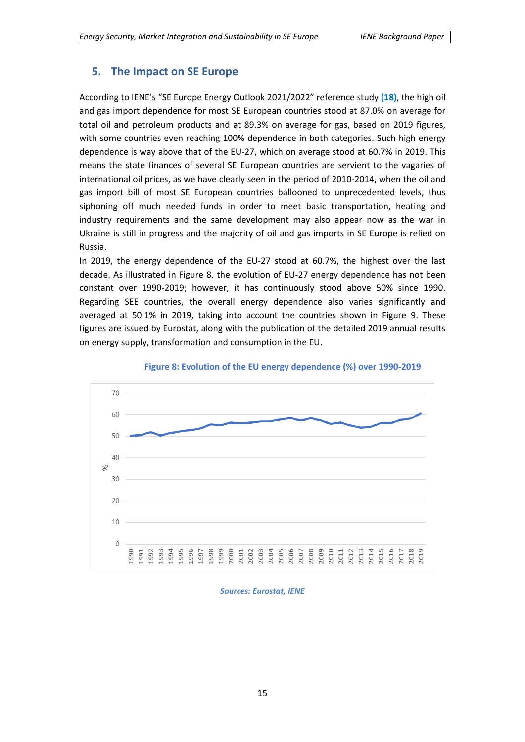## 5. The Impact on SE Europe

According to IENE's "SE Europe Energy Outlook 2021/2022" reference study **(18)**, the high oil and gas import dependence for most SE European countries stood at 87.0% on average for total oil and petroleum products and at 89.3% on average for gas, based on 2019 figures, with some countries even reaching 100% dependence in both categories. Such high energy dependence is way above that of the EU-27, which on average stood at 60.7% in 2019. This means the state finances of several SE European countries are servient to the vagaries of international oil prices, as we have clearly seen in the period of 2010-2014, when the oil and gas import bill of most SE European countries ballooned to unprecedented levels, thus siphoning off much needed funds in order to meet basic transportation, heating and industry requirements and the same development may also appear now as the war in Ukraine is still in progress and the majority of oil and gas imports in SE Europe is relied on Russia.

In 2019, the energy dependence of the EU-27 stood at 60.7%, the highest over the last decade. As illustrated in Figure 8, the evolution of EU-27 energy dependence has not been constant over 1990-2019; however, it has continuously stood above 50% since 1990. Regarding SEE countries, the overall energy dependence also varies significantly and averaged at 50.1% in 2019, taking into account the countries shown in Figure 9. These figures are issued by Eurostat, along with the publication of the detailed 2019 annual results on energy supply, transformation and consumption in the EU.

**Figure 8: Evolution of the EU energy dependence (%) over 1990-2019**

*Sources: Eurostat, IENE*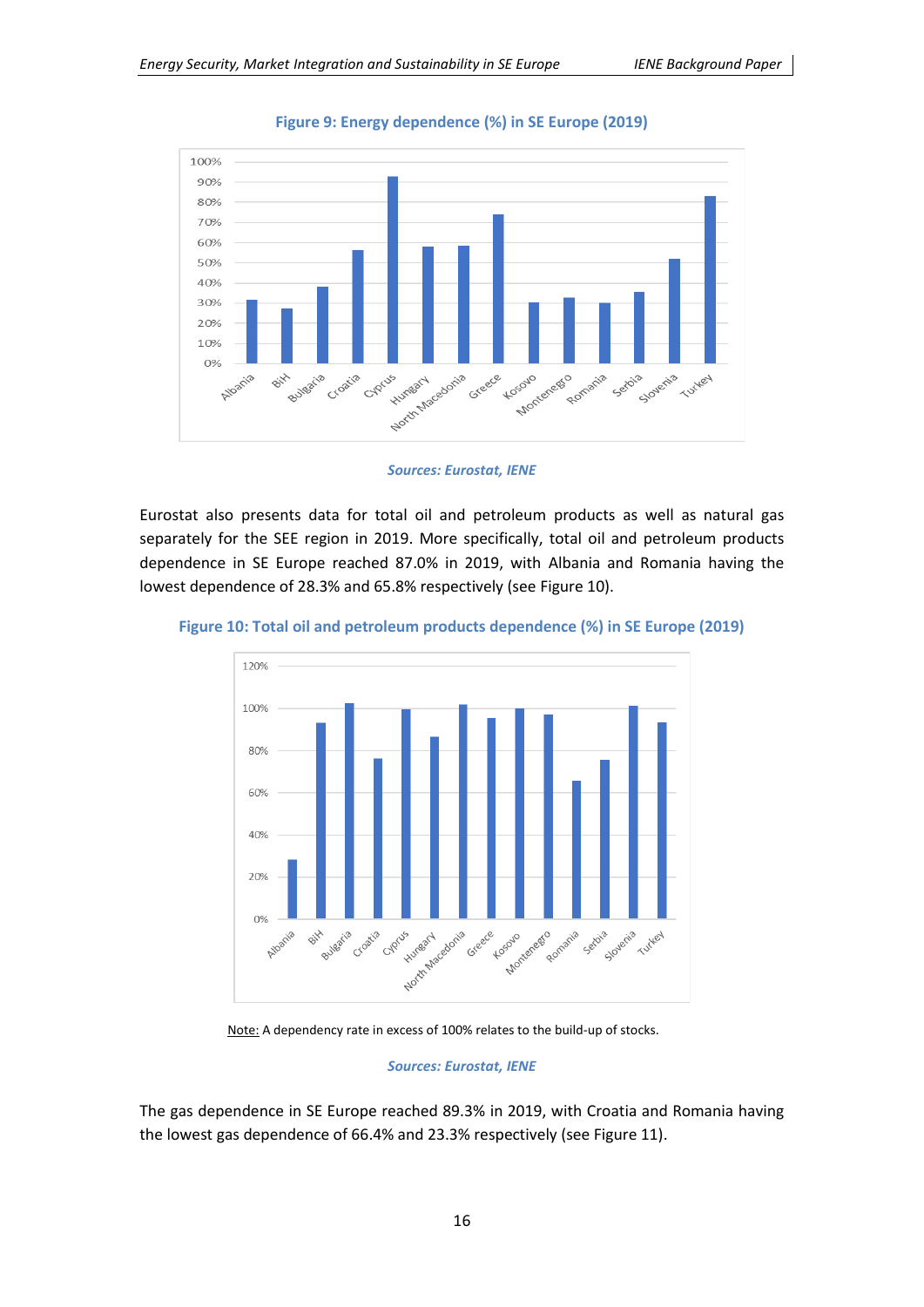**Figure 9: Energy dependence (%) in SE Europe (2019)**

*Sources: Eurostat, IENE*

Eurostat also presents data for total oil and petroleum products as well as natural gas separately for the SEE region in 2019. More specifically, total oil and petroleum products dependence in SE Europe reached 87.0% in 2019, with Albania and Romania having the lowest dependence of 28.3% and 65.8% respectively (see Figure 10).

**Figure 10: Total oil and petroleum products dependence (%) in SE Europe (2019)**

Note: A dependency rate in excess of 100% relates to the build-up of stocks.

*Sources: Eurostat, IENE*

The gas dependence in SE Europe reached 89.3% in 2019, with Croatia and Romania having the lowest gas dependence of 66.4% and 23.3% respectively (see Figure 11).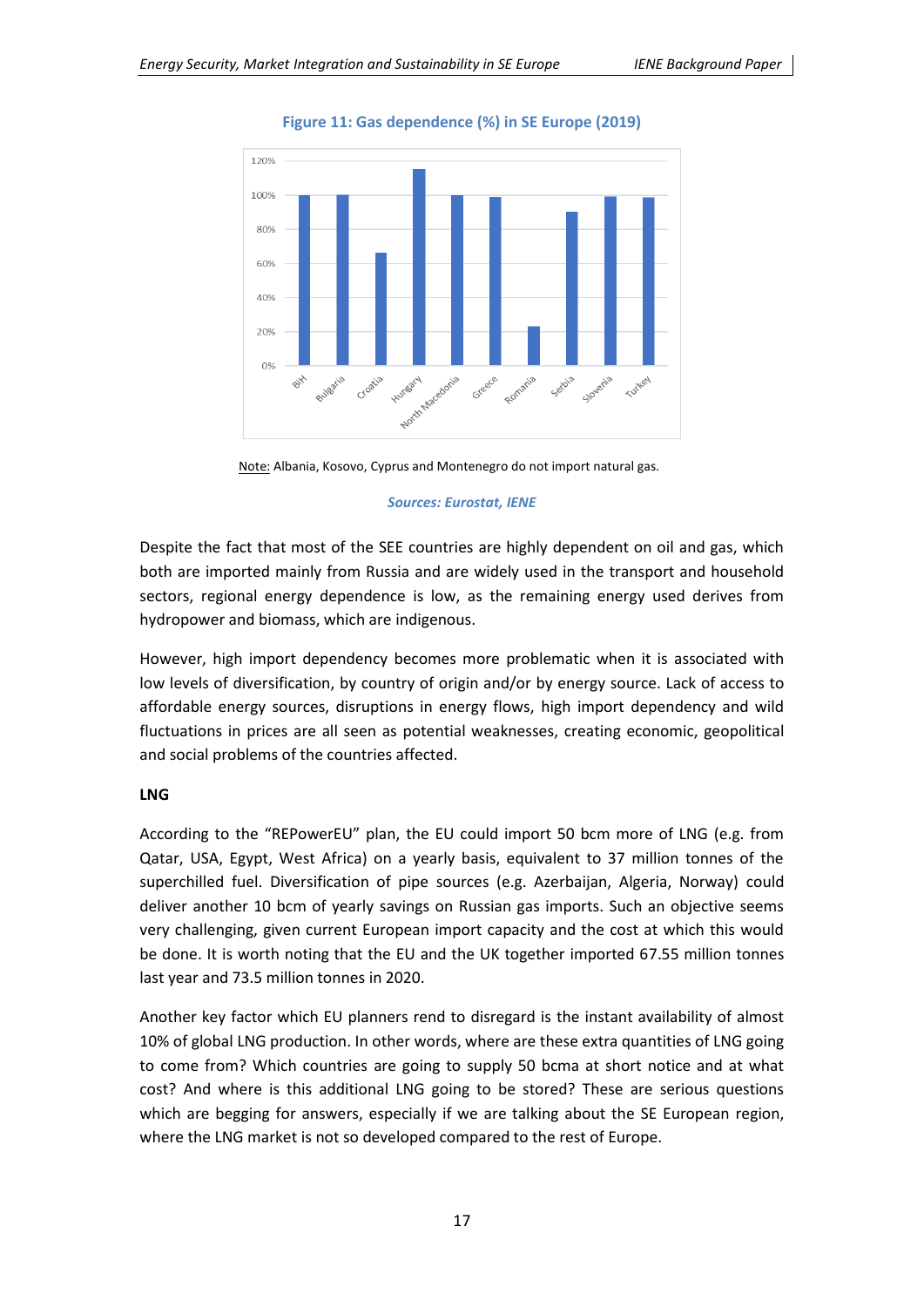**Figure 11: Gas dependence (%) in SE Europe (2019)**

Note: Albania, Kosovo, Cyprus and Montenegro do not import natural gas.

*Sources: Eurostat, IENE*

Despite the fact that most of the SEE countries are highly dependent on oil and gas, which both are imported mainly from Russia and are widely used in the transport and household sectors, regional energy dependence is low, as the remaining energy used derives from hydropower and biomass, which are indigenous.

However, high import dependency becomes more problematic when it is associated with low levels of diversification, by country of origin and/or by energy source. Lack of access to affordable energy sources, disruptions in energy flows, high import dependency and wild fluctuations in prices are all seen as potential weaknesses, creating economic, geopolitical and social problems of the countries affected.

**LNG**

According to the "REPowerEU" plan, the EU could import 50 bcm more of LNG (e.g. from Qatar, USA, Egypt, West Africa) on a yearly basis, equivalent to 37 million tonnes of the superchilled fuel. Diversification of pipe sources (e.g. Azerbaijan, Algeria, Norway) could deliver another 10 bcm of yearly savings on Russian gas imports. Such an objective seems very challenging, given current European import capacity and the cost at which this would be done. It is worth noting that the EU and the UK together imported 67.55 million tonnes last year and 73.5 million tonnes in 2020.

Another key factor which EU planners rend to disregard is the instant availability of almost 10% of global LNG production. In other words, where are these extra quantities of LNG going to come from? Which countries are going to supply 50 bcma at short notice and at what cost? And where is this additional LNG going to be stored? These are serious questions which are begging for answers, especially if we are talking about the SE European region, where the LNG market is not so developed compared to the rest of Europe.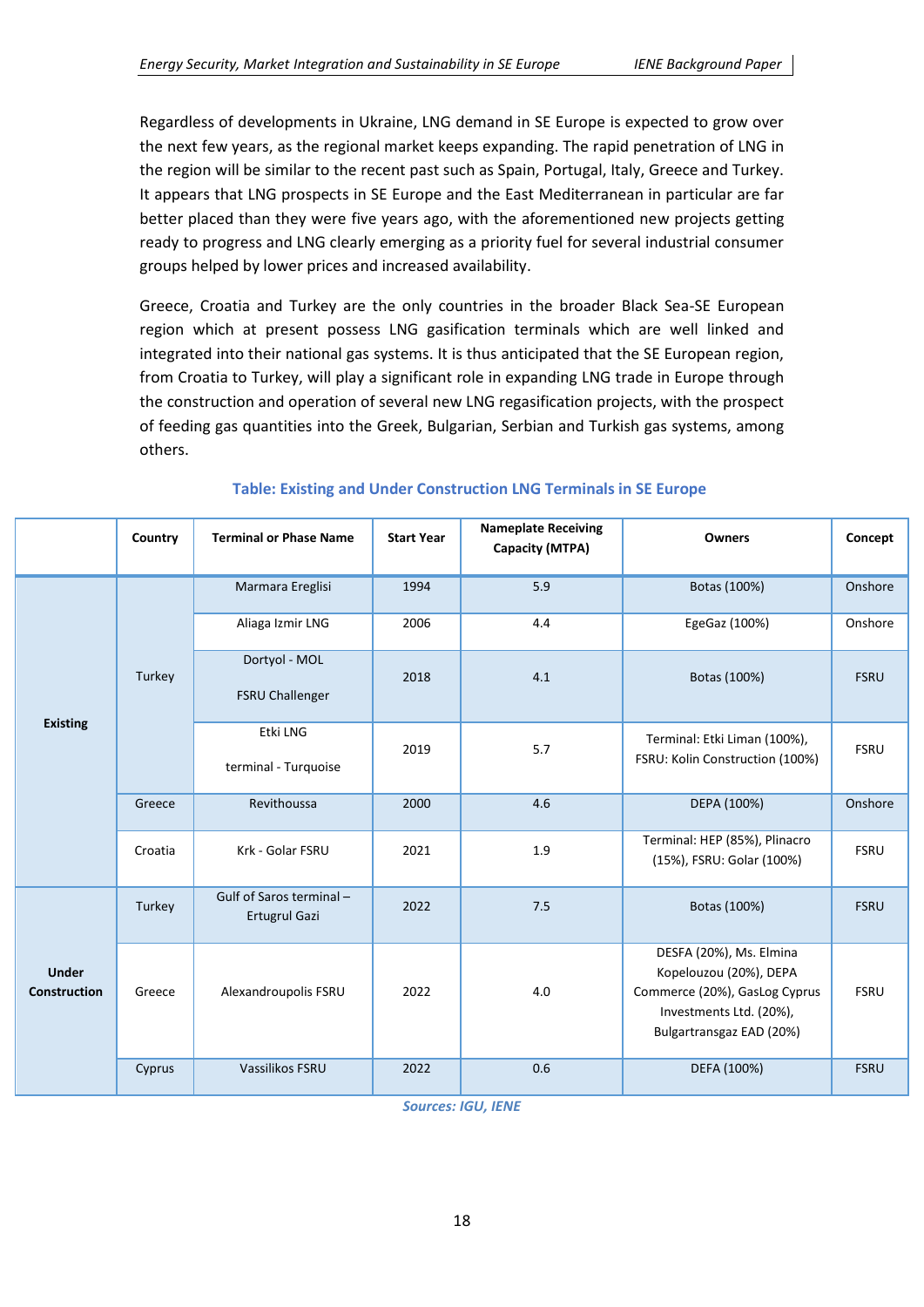Regardless of developments in Ukraine, LNG demand in SE Europe is expected to grow over the next few years, as the regional market keeps expanding. The rapid penetration of LNG in the region will be similar to the recent past such as Spain, Portugal, Italy, Greece and Turkey. It appears that LNG prospects in SE Europe and the East Mediterranean in particular are far better placed than they were five years ago, with the aforementioned new projects getting ready to progress and LNG clearly emerging as a priority fuel for several industrial consumer groups helped by lower prices and increased availability.

Greece, Croatia and Turkey are the only countries in the broader Black Sea-SE European region which at present possess LNG gasification terminals which are well linked and integrated into their national gas systems. It is thus anticipated that the SE European region, from Croatia to Turkey, will play a significant role in expanding LNG trade in Europe through the construction and operation of several new LNG regasification projects, with the prospect of feeding gas quantities into the Greek, Bulgarian, Serbian and Turkish gas systems, among others.

**Table: Existing and Under Construction LNG Terminals in SE Europe**

| | Country | Terminal or Phase Name | Start Year | Nameplate Receiving Capacity (MTPA) | Owners | Concept |
|---|---|---|---|---|---|---|
| Existing | Turkey | Marmara Ereglisi | 1994 | 5.9 | Botas (100%) | Onshore |
| | | Aliaga Izmir LNG | 2006 | 4.4 | EgeGaz (100%) | Onshore |
| | | Dortyol - MOL FSRU Challenger | 2018 | 4.1 | Botas (100%) | FSRU |
| | | Etki LNG terminal - Turquoise | 2019 | 5.7 | Terminal: Etki Liman (100%), FSRU: Kolin Construction (100%) | FSRU |
| | Greece | Revithoussa | 2000 | 4.6 | DEPA (100%) | Onshore |
| | Croatia | Krk - Golar FSRU | 2021 | 1.9 | Terminal: HEP (85%), Plinacro (15%), FSRU: Golar (100%) | FSRU |
| Under Construction | Turkey | Gulf of Saros terminal – Ertugrul Gazi | 2022 | 7.5 | Botas (100%) | FSRU |
| | Greece | Alexandroupolis FSRU | 2022 | 4.0 | DESFA (20%), Ms. Elmina Kopelouzou (20%), DEPA Commerce (20%), GasLog Cyprus Investments Ltd. (20%), Bulgartransgaz EAD (20%) | FSRU |
| | Cyprus | Vassilikos FSRU | 2022 | 0.6 | DEFA (100%) | FSRU |

*Sources: IGU, IENE*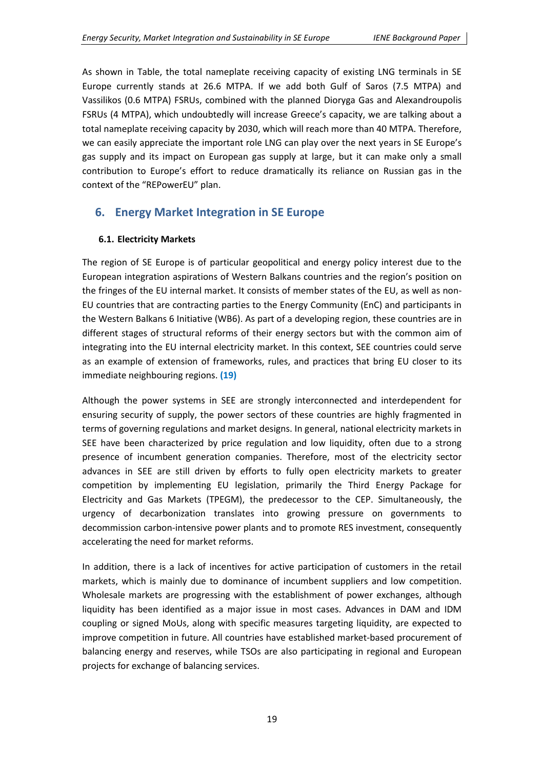As shown in Table, the total nameplate receiving capacity of existing LNG terminals in SE Europe currently stands at 26.6 MTPA. If we add both Gulf of Saros (7.5 MTPA) and Vassilikos (0.6 MTPA) FSRUs, combined with the planned Dioryga Gas and Alexandroupolis FSRUs (4 MTPA), which undoubtedly will increase Greece's capacity, we are talking about a total nameplate receiving capacity by 2030, which will reach more than 40 MTPA. Therefore, we can easily appreciate the important role LNG can play over the next years in SE Europe's gas supply and its impact on European gas supply at large, but it can make only a small contribution to Europe's effort to reduce dramatically its reliance on Russian gas in the context of the "REPowerEU" plan.

## 6. Energy Market Integration in SE Europe

### 6.1. Electricity Markets

The region of SE Europe is of particular geopolitical and energy policy interest due to the European integration aspirations of Western Balkans countries and the region's position on the fringes of the EU internal market. It consists of member states of the EU, as well as non-EU countries that are contracting parties to the Energy Community (EnC) and participants in the Western Balkans 6 Initiative (WB6). As part of a developing region, these countries are in different stages of structural reforms of their energy sectors but with the common aim of integrating into the EU internal electricity market. In this context, SEE countries could serve as an example of extension of frameworks, rules, and practices that bring EU closer to its immediate neighbouring regions. **(19)**

Although the power systems in SEE are strongly interconnected and interdependent for ensuring security of supply, the power sectors of these countries are highly fragmented in terms of governing regulations and market designs. In general, national electricity markets in SEE have been characterized by price regulation and low liquidity, often due to a strong presence of incumbent generation companies. Therefore, most of the electricity sector advances in SEE are still driven by efforts to fully open electricity markets to greater competition by implementing EU legislation, primarily the Third Energy Package for Electricity and Gas Markets (TPEGM), the predecessor to the CEP. Simultaneously, the urgency of decarbonization translates into growing pressure on governments to decommission carbon-intensive power plants and to promote RES investment, consequently accelerating the need for market reforms.

In addition, there is a lack of incentives for active participation of customers in the retail markets, which is mainly due to dominance of incumbent suppliers and low competition. Wholesale markets are progressing with the establishment of power exchanges, although liquidity has been identified as a major issue in most cases. Advances in DAM and IDM coupling or signed MoUs, along with specific measures targeting liquidity, are expected to improve competition in future. All countries have established market-based procurement of balancing energy and reserves, while TSOs are also participating in regional and European projects for exchange of balancing services.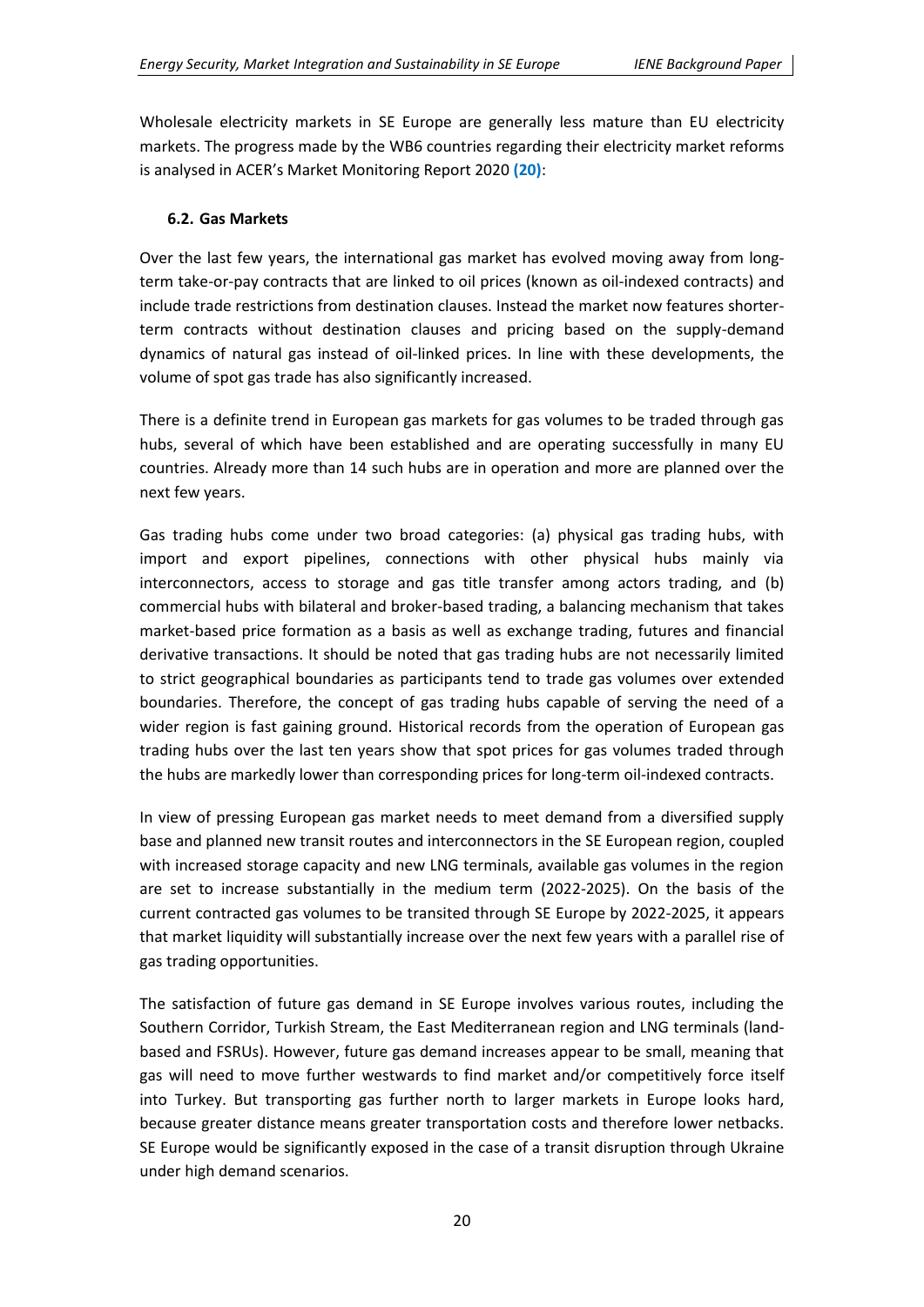Wholesale electricity markets in SE Europe are generally less mature than EU electricity markets. The progress made by the WB6 countries regarding their electricity market reforms is analysed in ACER's Market Monitoring Report 2020 **(20)**:

### 6.2. Gas Markets

Over the last few years, the international gas market has evolved moving away from long-term take-or-pay contracts that are linked to oil prices (known as oil-indexed contracts) and include trade restrictions from destination clauses. Instead the market now features shorter-term contracts without destination clauses and pricing based on the supply-demand dynamics of natural gas instead of oil-linked prices. In line with these developments, the volume of spot gas trade has also significantly increased.

There is a definite trend in European gas markets for gas volumes to be traded through gas hubs, several of which have been established and are operating successfully in many EU countries. Already more than 14 such hubs are in operation and more are planned over the next few years.

Gas trading hubs come under two broad categories: (a) physical gas trading hubs, with import and export pipelines, connections with other physical hubs mainly via interconnectors, access to storage and gas title transfer among actors trading, and (b) commercial hubs with bilateral and broker-based trading, a balancing mechanism that takes market-based price formation as a basis as well as exchange trading, futures and financial derivative transactions. It should be noted that gas trading hubs are not necessarily limited to strict geographical boundaries as participants tend to trade gas volumes over extended boundaries. Therefore, the concept of gas trading hubs capable of serving the need of a wider region is fast gaining ground. Historical records from the operation of European gas trading hubs over the last ten years show that spot prices for gas volumes traded through the hubs are markedly lower than corresponding prices for long-term oil-indexed contracts.

In view of pressing European gas market needs to meet demand from a diversified supply base and planned new transit routes and interconnectors in the SE European region, coupled with increased storage capacity and new LNG terminals, available gas volumes in the region are set to increase substantially in the medium term (2022-2025). On the basis of the current contracted gas volumes to be transited through SE Europe by 2022-2025, it appears that market liquidity will substantially increase over the next few years with a parallel rise of gas trading opportunities.

The satisfaction of future gas demand in SE Europe involves various routes, including the Southern Corridor, Turkish Stream, the East Mediterranean region and LNG terminals (land-based and FSRUs). However, future gas demand increases appear to be small, meaning that gas will need to move further westwards to find market and/or competitively force itself into Turkey. But transporting gas further north to larger markets in Europe looks hard, because greater distance means greater transportation costs and therefore lower netbacks. SE Europe would be significantly exposed in the case of a transit disruption through Ukraine under high demand scenarios.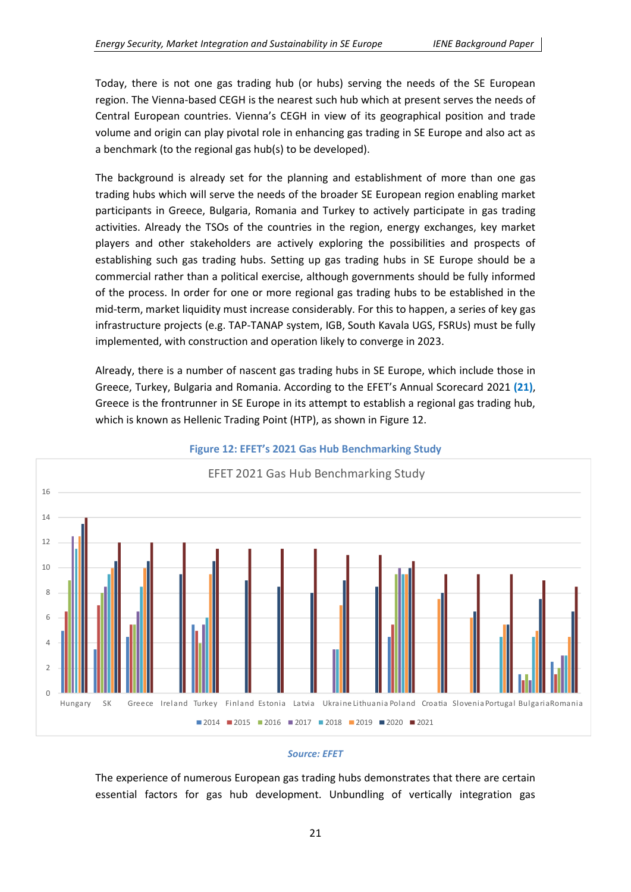Today, there is not one gas trading hub (or hubs) serving the needs of the SE European region. The Vienna-based CEGH is the nearest such hub which at present serves the needs of Central European countries. Vienna's CEGH in view of its geographical position and trade volume and origin can play pivotal role in enhancing gas trading in SE Europe and also act as a benchmark (to the regional gas hub(s) to be developed).

The background is already set for the planning and establishment of more than one gas trading hubs which will serve the needs of the broader SE European region enabling market participants in Greece, Bulgaria, Romania and Turkey to actively participate in gas trading activities. Already the TSOs of the countries in the region, energy exchanges, key market players and other stakeholders are actively exploring the possibilities and prospects of establishing such gas trading hubs. Setting up gas trading hubs in SE Europe should be a commercial rather than a political exercise, although governments should be fully informed of the process. In order for one or more regional gas trading hubs to be established in the mid-term, market liquidity must increase considerably. For this to happen, a series of key gas infrastructure projects (e.g. TAP-TANAP system, IGB, South Kavala UGS, FSRUs) must be fully implemented, with construction and operation likely to converge in 2023.

Already, there is a number of nascent gas trading hubs in SE Europe, which include those in Greece, Turkey, Bulgaria and Romania. According to the EFET's Annual Scorecard 2021 **(21)**, Greece is the frontrunner in SE Europe in its attempt to establish a regional gas trading hub, which is known as Hellenic Trading Point (HTP), as shown in Figure 12.

**Figure 12: EFET's 2021 Gas Hub Benchmarking Study**

*Source: EFET*

The experience of numerous European gas trading hubs demonstrates that there are certain essential factors for gas hub development. Unbundling of vertically integration gas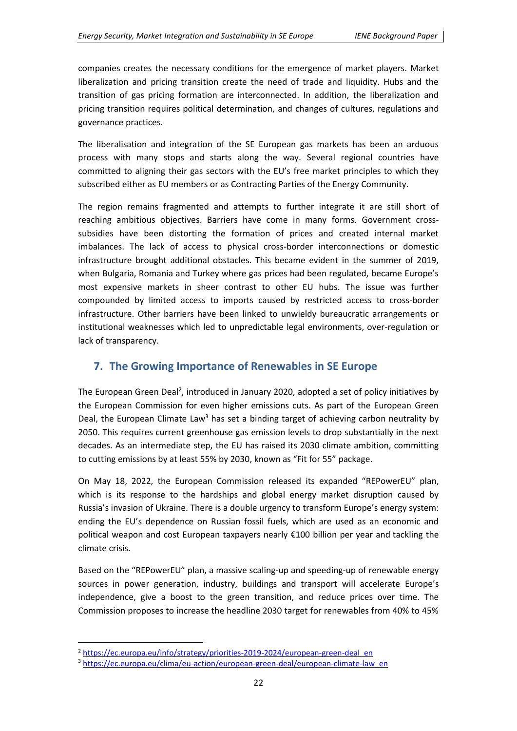companies creates the necessary conditions for the emergence of market players. Market liberalization and pricing transition create the need of trade and liquidity. Hubs and the transition of gas pricing formation are interconnected. In addition, the liberalization and pricing transition requires political determination, and changes of cultures, regulations and governance practices.

The liberalisation and integration of the SE European gas markets has been an arduous process with many stops and starts along the way. Several regional countries have committed to aligning their gas sectors with the EU's free market principles to which they subscribed either as EU members or as Contracting Parties of the Energy Community.

The region remains fragmented and attempts to further integrate it are still short of reaching ambitious objectives. Barriers have come in many forms. Government cross-subsidies have been distorting the formation of prices and created internal market imbalances. The lack of access to physical cross-border interconnections or domestic infrastructure brought additional obstacles. This became evident in the summer of 2019, when Bulgaria, Romania and Turkey where gas prices had been regulated, became Europe's most expensive markets in sheer contrast to other EU hubs. The issue was further compounded by limited access to imports caused by restricted access to cross-border infrastructure. Other barriers have been linked to unwieldy bureaucratic arrangements or institutional weaknesses which led to unpredictable legal environments, over-regulation or lack of transparency.

## 7. The Growing Importance of Renewables in SE Europe

The European Green Deal[2], introduced in January 2020, adopted a set of policy initiatives by the European Commission for even higher emissions cuts. As part of the European Green Deal, the European Climate Law[3] has set a binding target of achieving carbon neutrality by 2050. This requires current greenhouse gas emission levels to drop substantially in the next decades. As an intermediate step, the EU has raised its 2030 climate ambition, committing to cutting emissions by at least 55% by 2030, known as "Fit for 55" package.

On May 18, 2022, the European Commission released its expanded "REPowerEU" plan, which is its response to the hardships and global energy market disruption caused by Russia's invasion of Ukraine. There is a double urgency to transform Europe's energy system: ending the EU's dependence on Russian fossil fuels, which are used as an economic and political weapon and cost European taxpayers nearly €100 billion per year and tackling the climate crisis.

Based on the "REPowerEU" plan, a massive scaling-up and speeding-up of renewable energy sources in power generation, industry, buildings and transport will accelerate Europe's independence, give a boost to the green transition, and reduce prices over time. The Commission proposes to increase the headline 2030 target for renewables from 40% to 45%

[2] https://ec.europa.eu/info/strategy/priorities-2019-2024/european-green-deal_en

[3] https://ec.europa.eu/clima/eu-action/european-green-deal/european-climate-law_en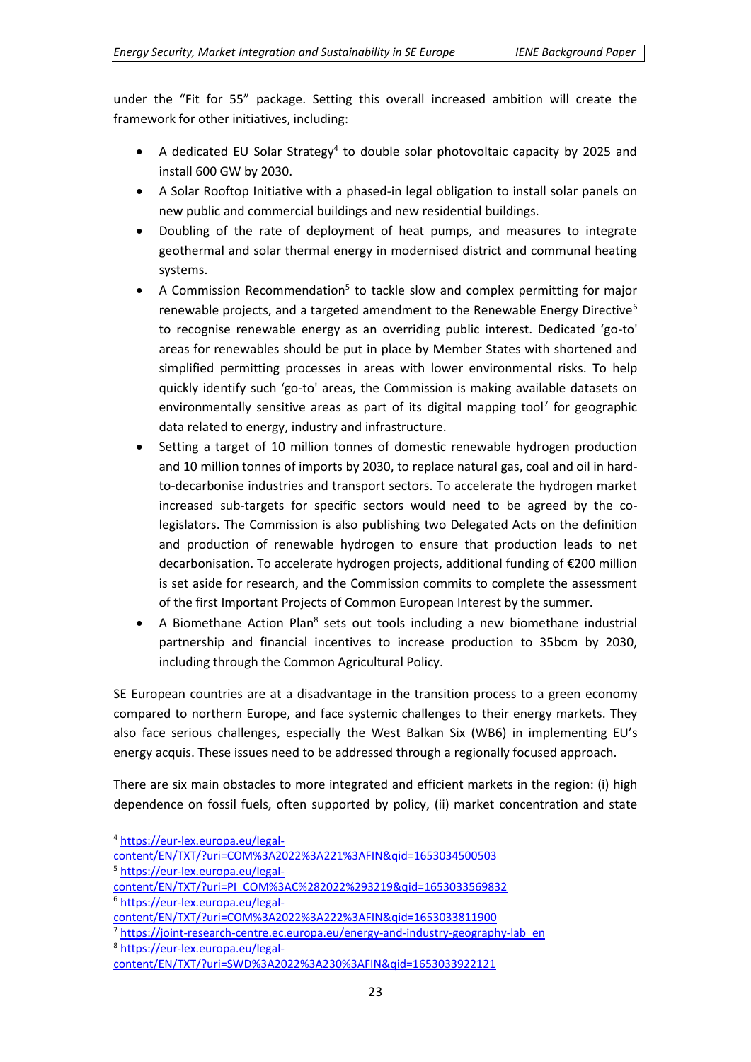under the "Fit for 55" package. Setting this overall increased ambition will create the framework for other initiatives, including:

- A dedicated EU Solar Strategy[4] to double solar photovoltaic capacity by 2025 and install 600 GW by 2030.
- A Solar Rooftop Initiative with a phased-in legal obligation to install solar panels on new public and commercial buildings and new residential buildings.
- Doubling of the rate of deployment of heat pumps, and measures to integrate geothermal and solar thermal energy in modernised district and communal heating systems.
- A Commission Recommendation[5] to tackle slow and complex permitting for major renewable projects, and a targeted amendment to the Renewable Energy Directive[6] to recognise renewable energy as an overriding public interest. Dedicated 'go-to' areas for renewables should be put in place by Member States with shortened and simplified permitting processes in areas with lower environmental risks. To help quickly identify such 'go-to' areas, the Commission is making available datasets on environmentally sensitive areas as part of its digital mapping tool[7] for geographic data related to energy, industry and infrastructure.
- Setting a target of 10 million tonnes of domestic renewable hydrogen production and 10 million tonnes of imports by 2030, to replace natural gas, coal and oil in hard-to-decarbonise industries and transport sectors. To accelerate the hydrogen market increased sub-targets for specific sectors would need to be agreed by the co-legislators. The Commission is also publishing two Delegated Acts on the definition and production of renewable hydrogen to ensure that production leads to net decarbonisation. To accelerate hydrogen projects, additional funding of €200 million is set aside for research, and the Commission commits to complete the assessment of the first Important Projects of Common European Interest by the summer.
- A Biomethane Action Plan[8] sets out tools including a new biomethane industrial partnership and financial incentives to increase production to 35bcm by 2030, including through the Common Agricultural Policy.

SE European countries are at a disadvantage in the transition process to a green economy compared to northern Europe, and face systemic challenges to their energy markets. They also face serious challenges, especially the West Balkan Six (WB6) in implementing EU's energy acquis. These issues need to be addressed through a regionally focused approach.

There are six main obstacles to more integrated and efficient markets in the region: (i) high dependence on fossil fuels, often supported by policy, (ii) market concentration and state

---

[4] https://eur-lex.europa.eu/legal-content/EN/TXT/?uri=COM%3A2022%3A221%3AFIN&qid=1653034500503

[5] https://eur-lex.europa.eu/legal-content/EN/TXT/?uri=PI_COM%3AC%282022%293219&qid=1653033569832

[6] https://eur-lex.europa.eu/legal-content/EN/TXT/?uri=COM%3A2022%3A222%3AFIN&qid=1653033811900

[7] https://joint-research-centre.ec.europa.eu/energy-and-industry-geography-lab_en

[8] https://eur-lex.europa.eu/legal-content/EN/TXT/?uri=SWD%3A2022%3A230%3AFIN&qid=1653033922121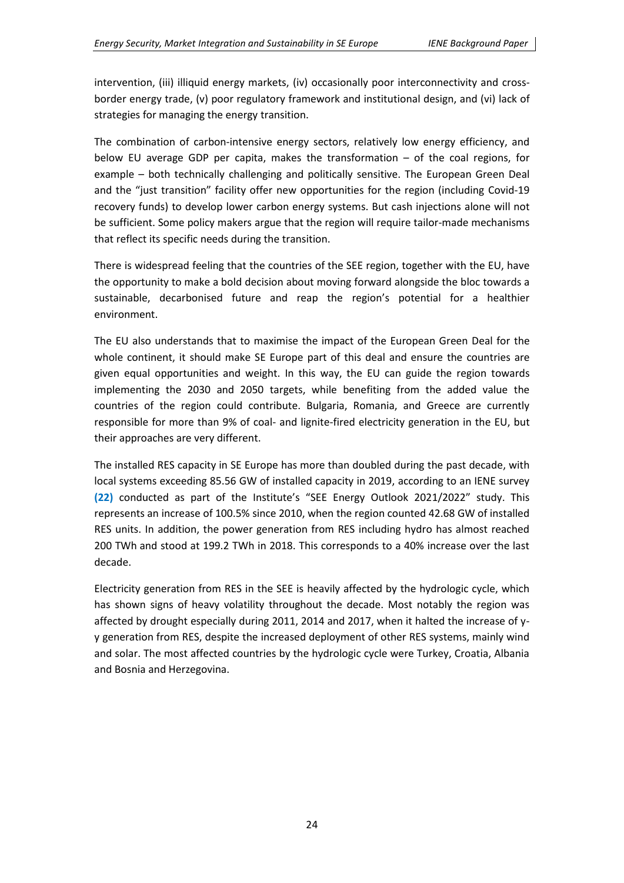intervention, (iii) illiquid energy markets, (iv) occasionally poor interconnectivity and cross-border energy trade, (v) poor regulatory framework and institutional design, and (vi) lack of strategies for managing the energy transition.

The combination of carbon-intensive energy sectors, relatively low energy efficiency, and below EU average GDP per capita, makes the transformation – of the coal regions, for example – both technically challenging and politically sensitive. The European Green Deal and the "just transition" facility offer new opportunities for the region (including Covid-19 recovery funds) to develop lower carbon energy systems. But cash injections alone will not be sufficient. Some policy makers argue that the region will require tailor-made mechanisms that reflect its specific needs during the transition.

There is widespread feeling that the countries of the SEE region, together with the EU, have the opportunity to make a bold decision about moving forward alongside the bloc towards a sustainable, decarbonised future and reap the region's potential for a healthier environment.

The EU also understands that to maximise the impact of the European Green Deal for the whole continent, it should make SE Europe part of this deal and ensure the countries are given equal opportunities and weight. In this way, the EU can guide the region towards implementing the 2030 and 2050 targets, while benefiting from the added value the countries of the region could contribute. Bulgaria, Romania, and Greece are currently responsible for more than 9% of coal- and lignite-fired electricity generation in the EU, but their approaches are very different.

The installed RES capacity in SE Europe has more than doubled during the past decade, with local systems exceeding 85.56 GW of installed capacity in 2019, according to an IENE survey **(22)** conducted as part of the Institute's "SEE Energy Outlook 2021/2022" study. This represents an increase of 100.5% since 2010, when the region counted 42.68 GW of installed RES units. In addition, the power generation from RES including hydro has almost reached 200 TWh and stood at 199.2 TWh in 2018. This corresponds to a 40% increase over the last decade.

Electricity generation from RES in the SEE is heavily affected by the hydrologic cycle, which has shown signs of heavy volatility throughout the decade. Most notably the region was affected by drought especially during 2011, 2014 and 2017, when it halted the increase of y-y generation from RES, despite the increased deployment of other RES systems, mainly wind and solar. The most affected countries by the hydrologic cycle were Turkey, Croatia, Albania and Bosnia and Herzegovina.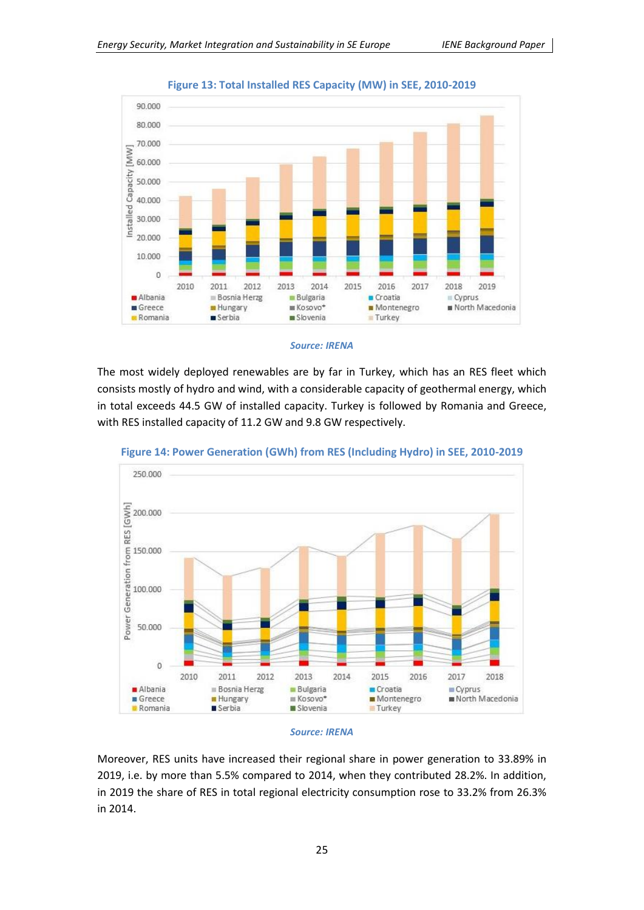**Figure 13: Total Installed RES Capacity (MW) in SEE, 2010-2019**

*Source: IRENA*

The most widely deployed renewables are by far in Turkey, which has an RES fleet which consists mostly of hydro and wind, with a considerable capacity of geothermal energy, which in total exceeds 44.5 GW of installed capacity. Turkey is followed by Romania and Greece, with RES installed capacity of 11.2 GW and 9.8 GW respectively.

**Figure 14: Power Generation (GWh) from RES (Including Hydro) in SEE, 2010-2019**

*Source: IRENA*

Moreover, RES units have increased their regional share in power generation to 33.89% in 2019, i.e. by more than 5.5% compared to 2014, when they contributed 28.2%. In addition, in 2019 the share of RES in total regional electricity consumption rose to 33.2% from 26.3% in 2014.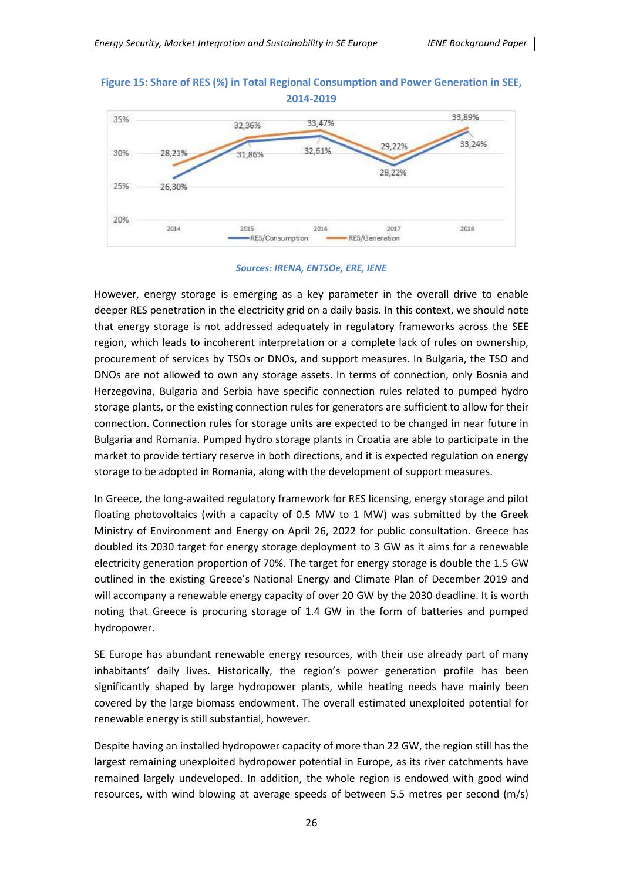**Figure 15: Share of RES (%) in Total Regional Consumption and Power Generation in SEE, 2014-2019**

*Sources: IRENA, ENTSOe, ERE, IENE*

However, energy storage is emerging as a key parameter in the overall drive to enable deeper RES penetration in the electricity grid on a daily basis. In this context, we should note that energy storage is not addressed adequately in regulatory frameworks across the SEE region, which leads to incoherent interpretation or a complete lack of rules on ownership, procurement of services by TSOs or DNOs, and support measures. In Bulgaria, the TSO and DNOs are not allowed to own any storage assets. In terms of connection, only Bosnia and Herzegovina, Bulgaria and Serbia have specific connection rules related to pumped hydro storage plants, or the existing connection rules for generators are sufficient to allow for their connection. Connection rules for storage units are expected to be changed in near future in Bulgaria and Romania. Pumped hydro storage plants in Croatia are able to participate in the market to provide tertiary reserve in both directions, and it is expected regulation on energy storage to be adopted in Romania, along with the development of support measures.

In Greece, the long-awaited regulatory framework for RES licensing, energy storage and pilot floating photovoltaics (with a capacity of 0.5 MW to 1 MW) was submitted by the Greek Ministry of Environment and Energy on April 26, 2022 for public consultation. Greece has doubled its 2030 target for energy storage deployment to 3 GW as it aims for a renewable electricity generation proportion of 70%. The target for energy storage is double the 1.5 GW outlined in the existing Greece's National Energy and Climate Plan of December 2019 and will accompany a renewable energy capacity of over 20 GW by the 2030 deadline. It is worth noting that Greece is procuring storage of 1.4 GW in the form of batteries and pumped hydropower.

SE Europe has abundant renewable energy resources, with their use already part of many inhabitants' daily lives. Historically, the region's power generation profile has been significantly shaped by large hydropower plants, while heating needs have mainly been covered by the large biomass endowment. The overall estimated unexploited potential for renewable energy is still substantial, however.

Despite having an installed hydropower capacity of more than 22 GW, the region still has the largest remaining unexploited hydropower potential in Europe, as its river catchments have remained largely undeveloped. In addition, the whole region is endowed with good wind resources, with wind blowing at average speeds of between 5.5 metres per second (m/s)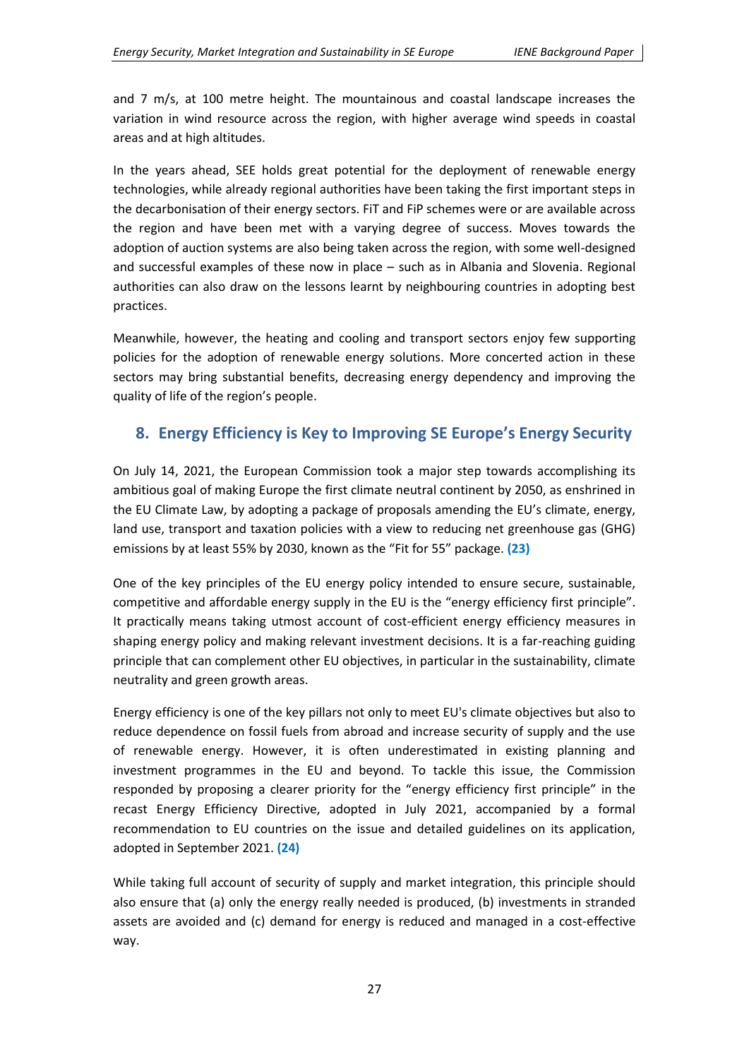and 7 m/s, at 100 metre height. The mountainous and coastal landscape increases the variation in wind resource across the region, with higher average wind speeds in coastal areas and at high altitudes.

In the years ahead, SEE holds great potential for the deployment of renewable energy technologies, while already regional authorities have been taking the first important steps in the decarbonisation of their energy sectors. FiT and FiP schemes were or are available across the region and have been met with a varying degree of success. Moves towards the adoption of auction systems are also being taken across the region, with some well-designed and successful examples of these now in place – such as in Albania and Slovenia. Regional authorities can also draw on the lessons learnt by neighbouring countries in adopting best practices.

Meanwhile, however, the heating and cooling and transport sectors enjoy few supporting policies for the adoption of renewable energy solutions. More concerted action in these sectors may bring substantial benefits, decreasing energy dependency and improving the quality of life of the region's people.

## 8. Energy Efficiency is Key to Improving SE Europe's Energy Security

On July 14, 2021, the European Commission took a major step towards accomplishing its ambitious goal of making Europe the first climate neutral continent by 2050, as enshrined in the EU Climate Law, by adopting a package of proposals amending the EU's climate, energy, land use, transport and taxation policies with a view to reducing net greenhouse gas (GHG) emissions by at least 55% by 2030, known as the "Fit for 55" package. **(23)**

One of the key principles of the EU energy policy intended to ensure secure, sustainable, competitive and affordable energy supply in the EU is the "energy efficiency first principle". It practically means taking utmost account of cost-efficient energy efficiency measures in shaping energy policy and making relevant investment decisions. It is a far-reaching guiding principle that can complement other EU objectives, in particular in the sustainability, climate neutrality and green growth areas.

Energy efficiency is one of the key pillars not only to meet EU's climate objectives but also to reduce dependence on fossil fuels from abroad and increase security of supply and the use of renewable energy. However, it is often underestimated in existing planning and investment programmes in the EU and beyond. To tackle this issue, the Commission responded by proposing a clearer priority for the "energy efficiency first principle" in the recast Energy Efficiency Directive, adopted in July 2021, accompanied by a formal recommendation to EU countries on the issue and detailed guidelines on its application, adopted in September 2021. **(24)**

While taking full account of security of supply and market integration, this principle should also ensure that (a) only the energy really needed is produced, (b) investments in stranded assets are avoided and (c) demand for energy is reduced and managed in a cost-effective way.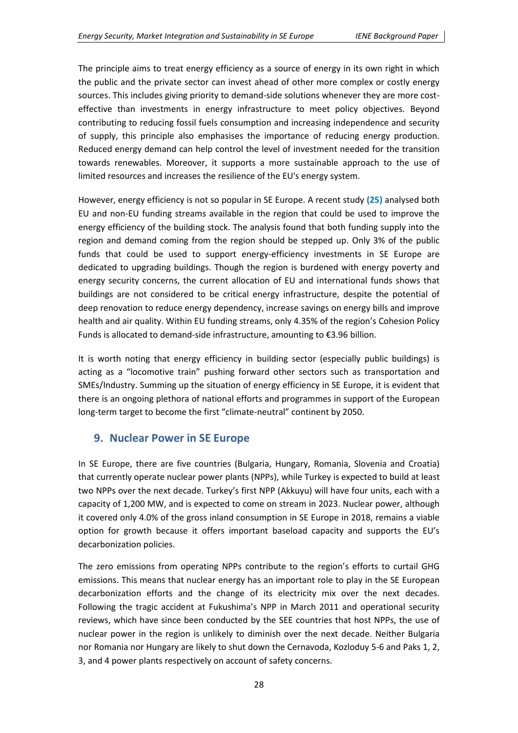The principle aims to treat energy efficiency as a source of energy in its own right in which the public and the private sector can invest ahead of other more complex or costly energy sources. This includes giving priority to demand-side solutions whenever they are more cost-effective than investments in energy infrastructure to meet policy objectives. Beyond contributing to reducing fossil fuels consumption and increasing independence and security of supply, this principle also emphasises the importance of reducing energy production. Reduced energy demand can help control the level of investment needed for the transition towards renewables. Moreover, it supports a more sustainable approach to the use of limited resources and increases the resilience of the EU's energy system.

However, energy efficiency is not so popular in SE Europe. A recent study **(25)** analysed both EU and non-EU funding streams available in the region that could be used to improve the energy efficiency of the building stock. The analysis found that both funding supply into the region and demand coming from the region should be stepped up. Only 3% of the public funds that could be used to support energy-efficiency investments in SE Europe are dedicated to upgrading buildings. Though the region is burdened with energy poverty and energy security concerns, the current allocation of EU and international funds shows that buildings are not considered to be critical energy infrastructure, despite the potential of deep renovation to reduce energy dependency, increase savings on energy bills and improve health and air quality. Within EU funding streams, only 4.35% of the region's Cohesion Policy Funds is allocated to demand-side infrastructure, amounting to €3.96 billion.

It is worth noting that energy efficiency in building sector (especially public buildings) is acting as a "locomotive train" pushing forward other sectors such as transportation and SMEs/Industry. Summing up the situation of energy efficiency in SE Europe, it is evident that there is an ongoing plethora of national efforts and programmes in support of the European long-term target to become the first "climate-neutral" continent by 2050.

## 9. Nuclear Power in SE Europe

In SE Europe, there are five countries (Bulgaria, Hungary, Romania, Slovenia and Croatia) that currently operate nuclear power plants (NPPs), while Turkey is expected to build at least two NPPs over the next decade. Turkey's first NPP (Akkuyu) will have four units, each with a capacity of 1,200 MW, and is expected to come on stream in 2023. Nuclear power, although it covered only 4.0% of the gross inland consumption in SE Europe in 2018, remains a viable option for growth because it offers important baseload capacity and supports the EU's decarbonization policies.

The zero emissions from operating NPPs contribute to the region's efforts to curtail GHG emissions. This means that nuclear energy has an important role to play in the SE European decarbonization efforts and the change of its electricity mix over the next decades. Following the tragic accident at Fukushima's NPP in March 2011 and operational security reviews, which have since been conducted by the SEE countries that host NPPs, the use of nuclear power in the region is unlikely to diminish over the next decade. Neither Bulgaria nor Romania nor Hungary are likely to shut down the Cernavoda, Kozloduy 5-6 and Paks 1, 2, 3, and 4 power plants respectively on account of safety concerns.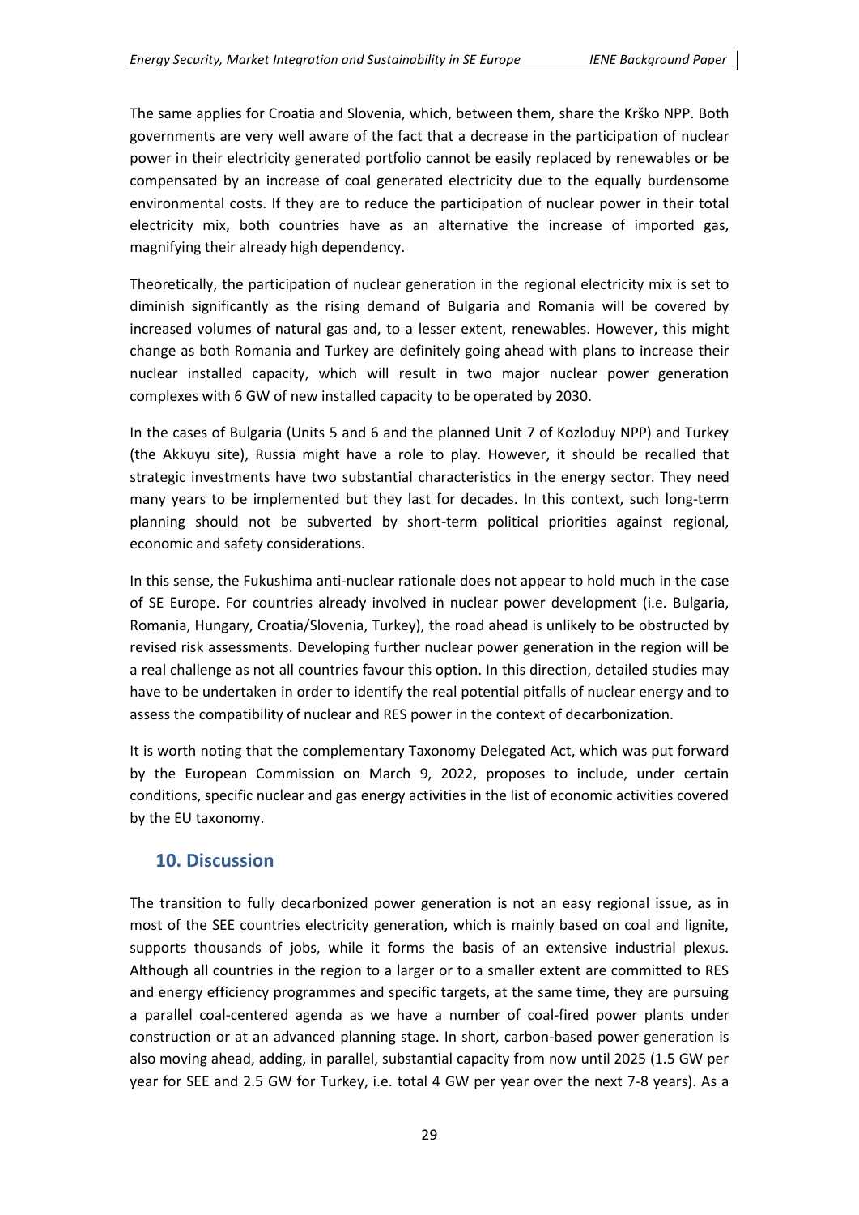The same applies for Croatia and Slovenia, which, between them, share the Krško NPP. Both governments are very well aware of the fact that a decrease in the participation of nuclear power in their electricity generated portfolio cannot be easily replaced by renewables or be compensated by an increase of coal generated electricity due to the equally burdensome environmental costs. If they are to reduce the participation of nuclear power in their total electricity mix, both countries have as an alternative the increase of imported gas, magnifying their already high dependency.

Theoretically, the participation of nuclear generation in the regional electricity mix is set to diminish significantly as the rising demand of Bulgaria and Romania will be covered by increased volumes of natural gas and, to a lesser extent, renewables. However, this might change as both Romania and Turkey are definitely going ahead with plans to increase their nuclear installed capacity, which will result in two major nuclear power generation complexes with 6 GW of new installed capacity to be operated by 2030.

In the cases of Bulgaria (Units 5 and 6 and the planned Unit 7 of Kozloduy NPP) and Turkey (the Akkuyu site), Russia might have a role to play. However, it should be recalled that strategic investments have two substantial characteristics in the energy sector. They need many years to be implemented but they last for decades. In this context, such long-term planning should not be subverted by short-term political priorities against regional, economic and safety considerations.

In this sense, the Fukushima anti-nuclear rationale does not appear to hold much in the case of SE Europe. For countries already involved in nuclear power development (i.e. Bulgaria, Romania, Hungary, Croatia/Slovenia, Turkey), the road ahead is unlikely to be obstructed by revised risk assessments. Developing further nuclear power generation in the region will be a real challenge as not all countries favour this option. In this direction, detailed studies may have to be undertaken in order to identify the real potential pitfalls of nuclear energy and to assess the compatibility of nuclear and RES power in the context of decarbonization.

It is worth noting that the complementary Taxonomy Delegated Act, which was put forward by the European Commission on March 9, 2022, proposes to include, under certain conditions, specific nuclear and gas energy activities in the list of economic activities covered by the EU taxonomy.

## 10. Discussion

The transition to fully decarbonized power generation is not an easy regional issue, as in most of the SEE countries electricity generation, which is mainly based on coal and lignite, supports thousands of jobs, while it forms the basis of an extensive industrial plexus. Although all countries in the region to a larger or to a smaller extent are committed to RES and energy efficiency programmes and specific targets, at the same time, they are pursuing a parallel coal-centered agenda as we have a number of coal-fired power plants under construction or at an advanced planning stage. In short, carbon-based power generation is also moving ahead, adding, in parallel, substantial capacity from now until 2025 (1.5 GW per year for SEE and 2.5 GW for Turkey, i.e. total 4 GW per year over the next 7-8 years). As a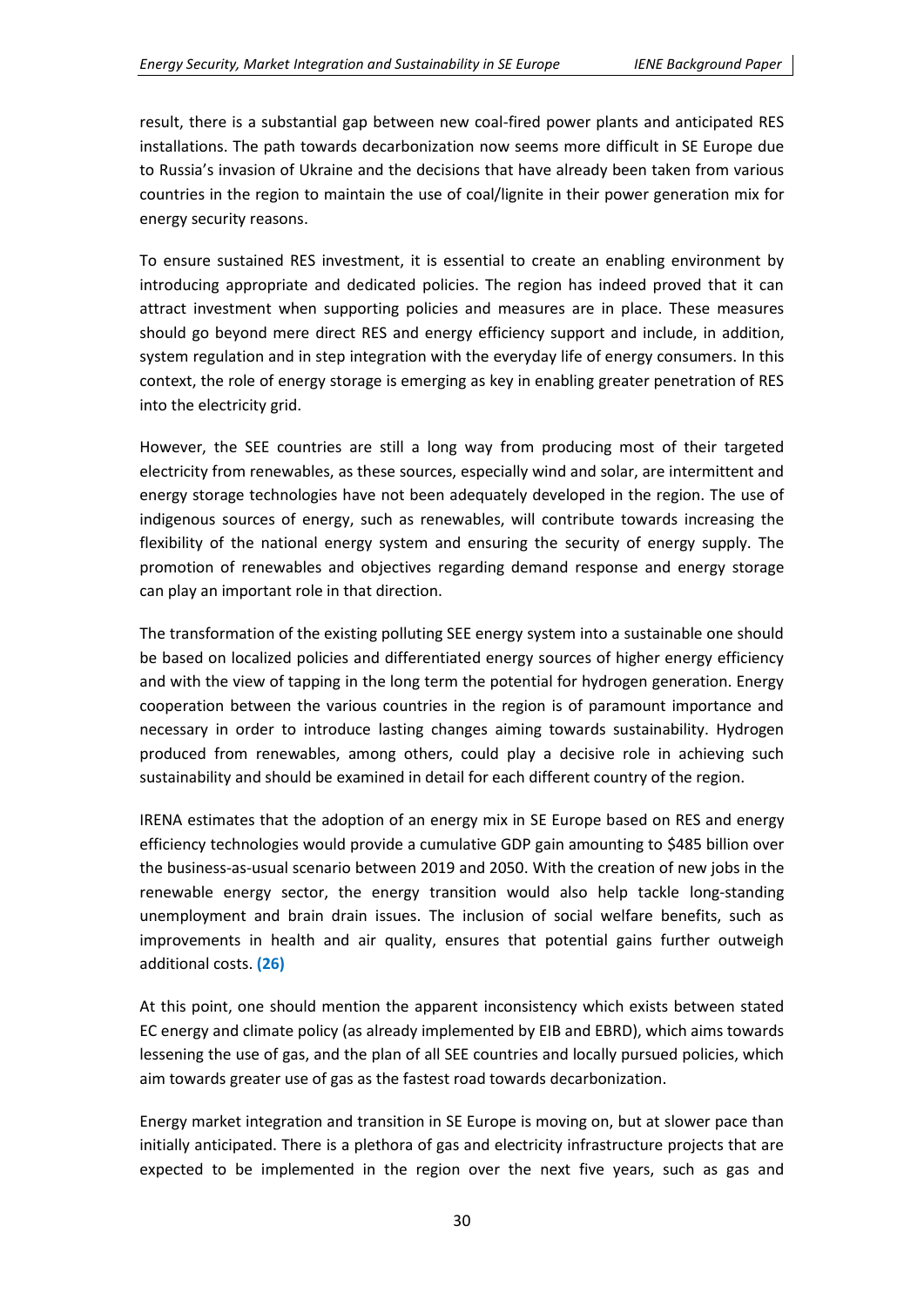result, there is a substantial gap between new coal-fired power plants and anticipated RES installations. The path towards decarbonization now seems more difficult in SE Europe due to Russia's invasion of Ukraine and the decisions that have already been taken from various countries in the region to maintain the use of coal/lignite in their power generation mix for energy security reasons.

To ensure sustained RES investment, it is essential to create an enabling environment by introducing appropriate and dedicated policies. The region has indeed proved that it can attract investment when supporting policies and measures are in place. These measures should go beyond mere direct RES and energy efficiency support and include, in addition, system regulation and in step integration with the everyday life of energy consumers. In this context, the role of energy storage is emerging as key in enabling greater penetration of RES into the electricity grid.

However, the SEE countries are still a long way from producing most of their targeted electricity from renewables, as these sources, especially wind and solar, are intermittent and energy storage technologies have not been adequately developed in the region. The use of indigenous sources of energy, such as renewables, will contribute towards increasing the flexibility of the national energy system and ensuring the security of energy supply. The promotion of renewables and objectives regarding demand response and energy storage can play an important role in that direction.

The transformation of the existing polluting SEE energy system into a sustainable one should be based on localized policies and differentiated energy sources of higher energy efficiency and with the view of tapping in the long term the potential for hydrogen generation. Energy cooperation between the various countries in the region is of paramount importance and necessary in order to introduce lasting changes aiming towards sustainability. Hydrogen produced from renewables, among others, could play a decisive role in achieving such sustainability and should be examined in detail for each different country of the region.

IRENA estimates that the adoption of an energy mix in SE Europe based on RES and energy efficiency technologies would provide a cumulative GDP gain amounting to $485 billion over the business-as-usual scenario between 2019 and 2050. With the creation of new jobs in the renewable energy sector, the energy transition would also help tackle long-standing unemployment and brain drain issues. The inclusion of social welfare benefits, such as improvements in health and air quality, ensures that potential gains further outweigh additional costs. **(26)**

At this point, one should mention the apparent inconsistency which exists between stated EC energy and climate policy (as already implemented by EIB and EBRD), which aims towards lessening the use of gas, and the plan of all SEE countries and locally pursued policies, which aim towards greater use of gas as the fastest road towards decarbonization.

Energy market integration and transition in SE Europe is moving on, but at slower pace than initially anticipated. There is a plethora of gas and electricity infrastructure projects that are expected to be implemented in the region over the next five years, such as gas and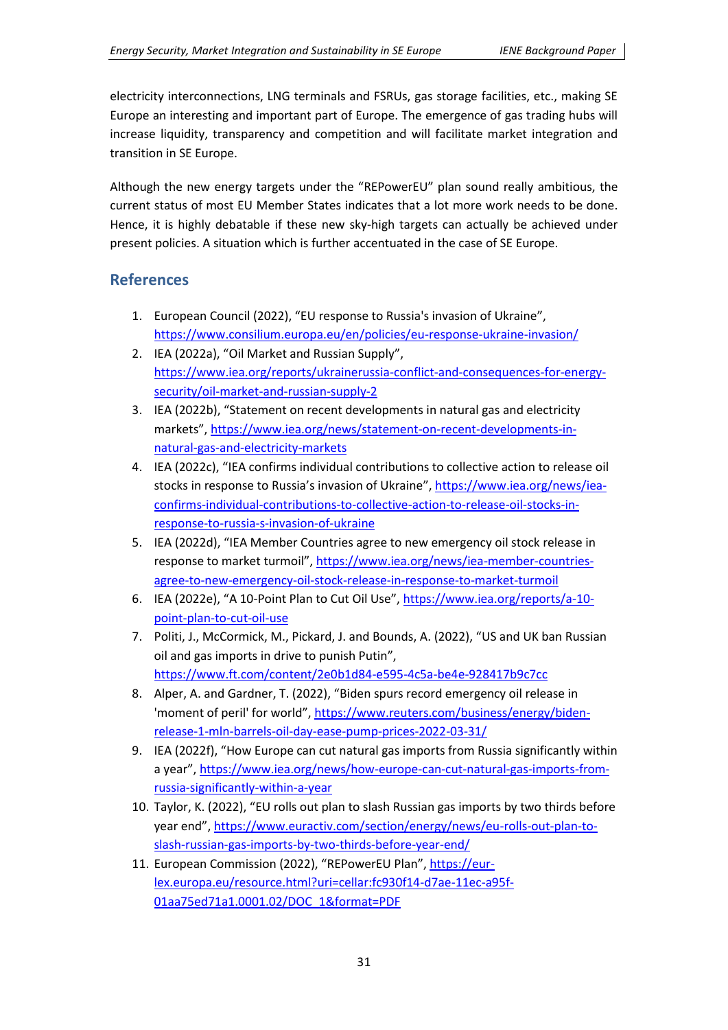electricity interconnections, LNG terminals and FSRUs, gas storage facilities, etc., making SE Europe an interesting and important part of Europe. The emergence of gas trading hubs will increase liquidity, transparency and competition and will facilitate market integration and transition in SE Europe.

Although the new energy targets under the "REPowerEU" plan sound really ambitious, the current status of most EU Member States indicates that a lot more work needs to be done. Hence, it is highly debatable if these new sky-high targets can actually be achieved under present policies. A situation which is further accentuated in the case of SE Europe.

## References

1. European Council (2022), "EU response to Russia's invasion of Ukraine", https://www.consilium.europa.eu/en/policies/eu-response-ukraine-invasion/
2. IEA (2022a), "Oil Market and Russian Supply", https://www.iea.org/reports/ukrainerussia-conflict-and-consequences-for-energy-security/oil-market-and-russian-supply-2
3. IEA (2022b), "Statement on recent developments in natural gas and electricity markets", https://www.iea.org/news/statement-on-recent-developments-in-natural-gas-and-electricity-markets
4. IEA (2022c), "IEA confirms individual contributions to collective action to release oil stocks in response to Russia's invasion of Ukraine", https://www.iea.org/news/iea-confirms-individual-contributions-to-collective-action-to-release-oil-stocks-in-response-to-russia-s-invasion-of-ukraine
5. IEA (2022d), "IEA Member Countries agree to new emergency oil stock release in response to market turmoil", https://www.iea.org/news/iea-member-countries-agree-to-new-emergency-oil-stock-release-in-response-to-market-turmoil
6. IEA (2022e), "A 10-Point Plan to Cut Oil Use", https://www.iea.org/reports/a-10-point-plan-to-cut-oil-use
7. Politi, J., McCormick, M., Pickard, J. and Bounds, A. (2022), "US and UK ban Russian oil and gas imports in drive to punish Putin", https://www.ft.com/content/2e0b1d84-e595-4c5a-be4e-928417b9c7cc
8. Alper, A. and Gardner, T. (2022), "Biden spurs record emergency oil release in 'moment of peril' for world", https://www.reuters.com/business/energy/biden-release-1-mln-barrels-oil-day-ease-pump-prices-2022-03-31/
9. IEA (2022f), "How Europe can cut natural gas imports from Russia significantly within a year", https://www.iea.org/news/how-europe-can-cut-natural-gas-imports-from-russia-significantly-within-a-year
10. Taylor, K. (2022), "EU rolls out plan to slash Russian gas imports by two thirds before year end", https://www.euractiv.com/section/energy/news/eu-rolls-out-plan-to-slash-russian-gas-imports-by-two-thirds-before-year-end/
11. European Commission (2022), "REPowerEU Plan", https://eur-lex.europa.eu/resource.html?uri=cellar:fc930f14-d7ae-11ec-a95f-01aa75ed71a1.0001.02/DOC_1&format=PDF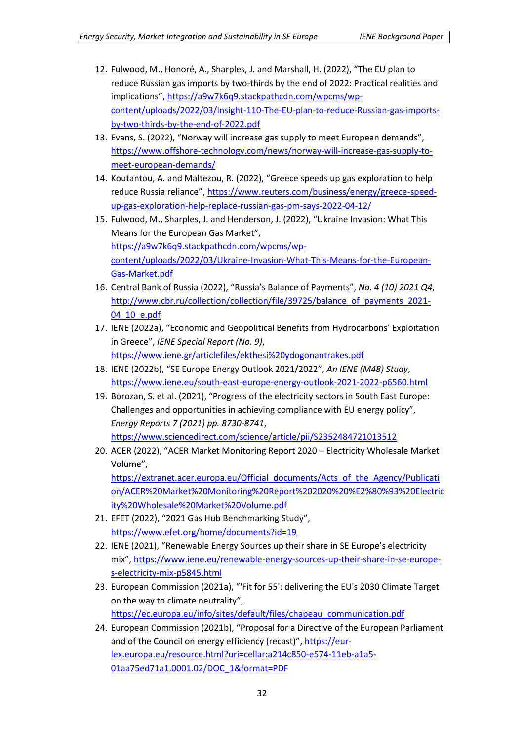12. Fulwood, M., Honoré, A., Sharples, J. and Marshall, H. (2022), "The EU plan to reduce Russian gas imports by two-thirds by the end of 2022: Practical realities and implications", https://a9w7k6q9.stackpathcdn.com/wpcms/wp-content/uploads/2022/03/Insight-110-The-EU-plan-to-reduce-Russian-gas-imports-by-two-thirds-by-the-end-of-2022.pdf
13. Evans, S. (2022), "Norway will increase gas supply to meet European demands", https://www.offshore-technology.com/news/norway-will-increase-gas-supply-to-meet-european-demands/
14. Koutantou, A. and Maltezou, R. (2022), "Greece speeds up gas exploration to help reduce Russia reliance", https://www.reuters.com/business/energy/greece-speed-up-gas-exploration-help-replace-russian-gas-pm-says-2022-04-12/
15. Fulwood, M., Sharples, J. and Henderson, J. (2022), "Ukraine Invasion: What This Means for the European Gas Market", https://a9w7k6q9.stackpathcdn.com/wpcms/wp-content/uploads/2022/03/Ukraine-Invasion-What-This-Means-for-the-European-Gas-Market.pdf
16. Central Bank of Russia (2022), "Russia's Balance of Payments", *No. 4 (10) 2021 Q4*, http://www.cbr.ru/collection/collection/file/39725/balance_of_payments_2021-04_10_e.pdf
17. IENE (2022a), "Economic and Geopolitical Benefits from Hydrocarbons' Exploitation in Greece", *IENE Special Report (No. 9)*, https://www.iene.gr/articlefiles/ekthesi%20ydogonantrakes.pdf
18. IENE (2022b), "SE Europe Energy Outlook 2021/2022", *An IENE (M48) Study*, https://www.iene.eu/south-east-europe-energy-outlook-2021-2022-p6560.html
19. Borozan, S. et al. (2021), "Progress of the electricity sectors in South East Europe: Challenges and opportunities in achieving compliance with EU energy policy", *Energy Reports 7 (2021) pp. 8730-8741*, https://www.sciencedirect.com/science/article/pii/S2352484721013512
20. ACER (2022), "ACER Market Monitoring Report 2020 – Electricity Wholesale Market Volume", https://extranet.acer.europa.eu/Official_documents/Acts_of_the_Agency/Publication/ACER%20Market%20Monitoring%20Report%202020%20%E2%80%93%20Electricity%20Wholesale%20Market%20Volume.pdf
21. EFET (2022), "2021 Gas Hub Benchmarking Study", https://www.efet.org/home/documents?id=19
22. IENE (2021), "Renewable Energy Sources up their share in SE Europe's electricity mix", https://www.iene.eu/renewable-energy-sources-up-their-share-in-se-europe-s-electricity-mix-p5845.html
23. European Commission (2021a), "'Fit for 55': delivering the EU's 2030 Climate Target on the way to climate neutrality", https://ec.europa.eu/info/sites/default/files/chapeau_communication.pdf
24. European Commission (2021b), "Proposal for a Directive of the European Parliament and of the Council on energy efficiency (recast)", https://eur-lex.europa.eu/resource.html?uri=cellar:a214c850-e574-11eb-a1a5-01aa75ed71a1.0001.02/DOC_1&format=PDF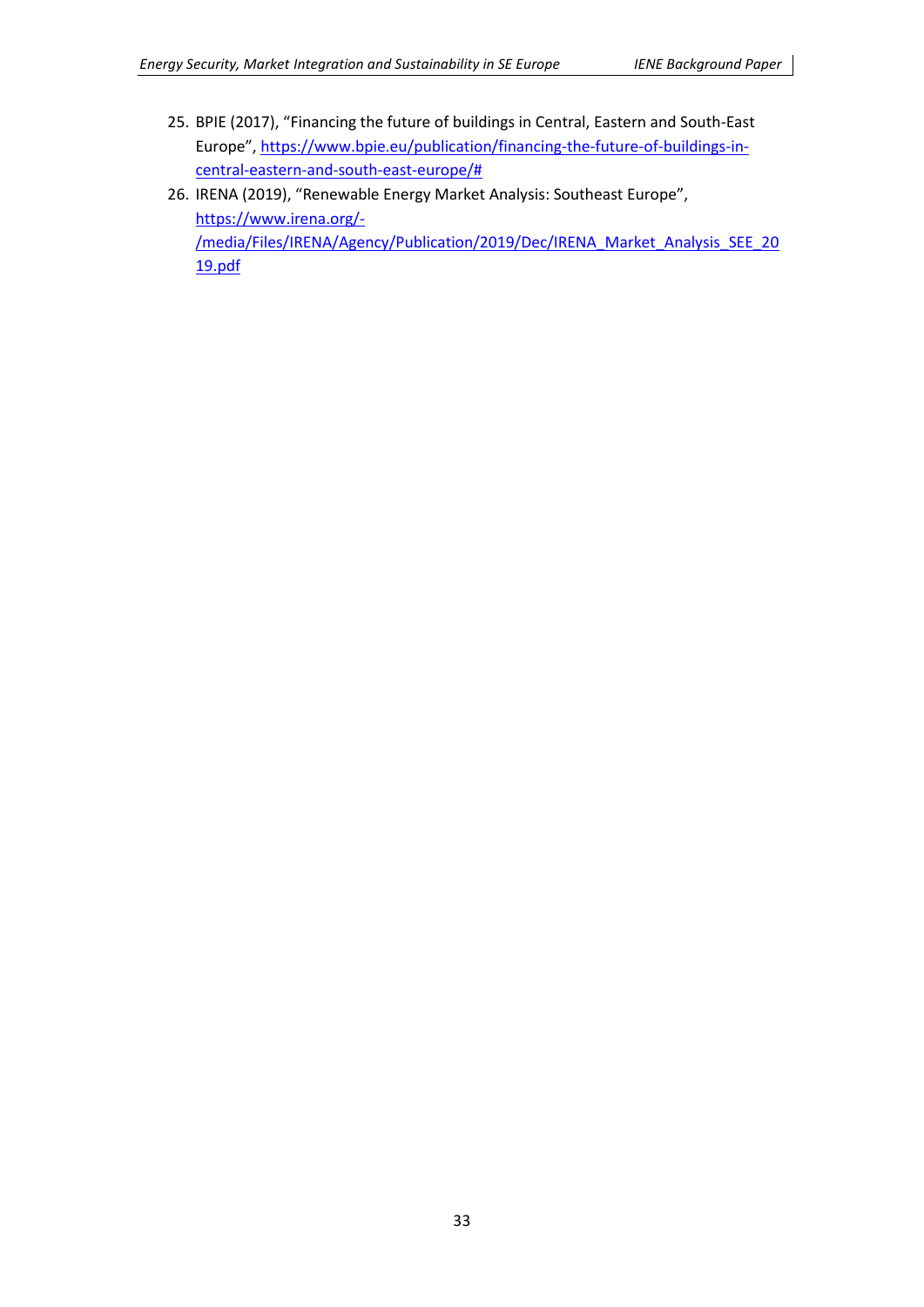25. BPIE (2017), "Financing the future of buildings in Central, Eastern and South-East Europe", https://www.bpie.eu/publication/financing-the-future-of-buildings-in-central-eastern-and-south-east-europe/#
26. IRENA (2019), "Renewable Energy Market Analysis: Southeast Europe", https://www.irena.org/-/media/Files/IRENA/Agency/Publication/2019/Dec/IRENA_Market_Analysis_SEE_2019.pdf